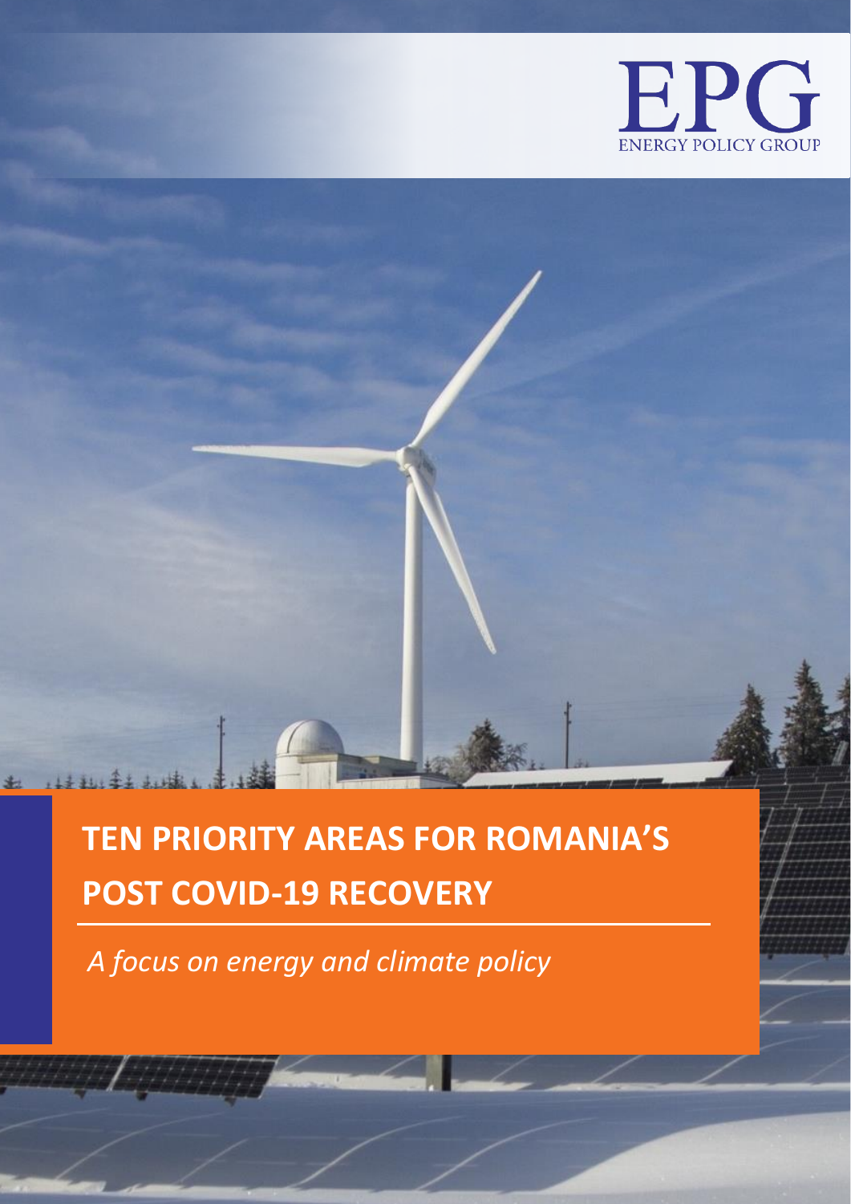EPG

ENERGY POLICY GROUP

# TEN PRIORITY AREAS FOR ROMANIA'S POST COVID-19 RECOVERY

*A focus on energy and climate policy*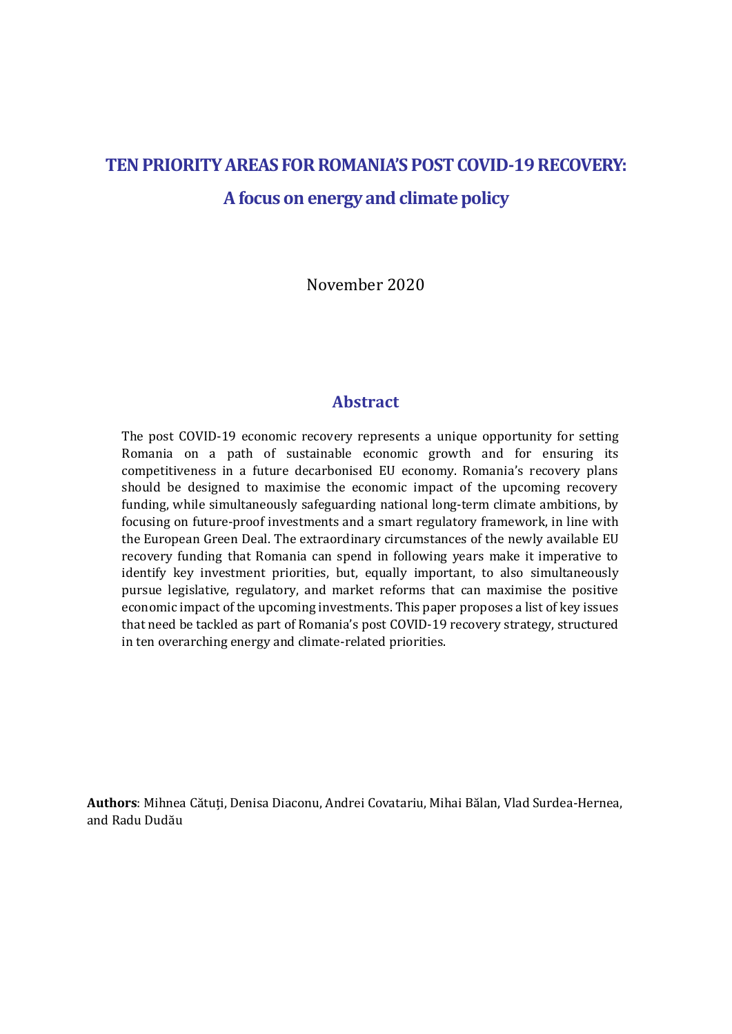# TEN PRIORITY AREAS FOR ROMANIA'S POST COVID-19 RECOVERY:

## A focus on energy and climate policy

November 2020

## Abstract

The post COVID-19 economic recovery represents a unique opportunity for setting Romania on a path of sustainable economic growth and for ensuring its competitiveness in a future decarbonised EU economy. Romania's recovery plans should be designed to maximise the economic impact of the upcoming recovery funding, while simultaneously safeguarding national long-term climate ambitions, by focusing on future-proof investments and a smart regulatory framework, in line with the European Green Deal. The extraordinary circumstances of the newly available EU recovery funding that Romania can spend in following years make it imperative to identify key investment priorities, but, equally important, to also simultaneously pursue legislative, regulatory, and market reforms that can maximise the positive economic impact of the upcoming investments. This paper proposes a list of key issues that need be tackled as part of Romania's post COVID-19 recovery strategy, structured in ten overarching energy and climate-related priorities.

**Authors**: Mihnea Cătuți, Denisa Diaconu, Andrei Covatariu, Mihai Bălan, Vlad Surdea-Hernea, and Radu Dudău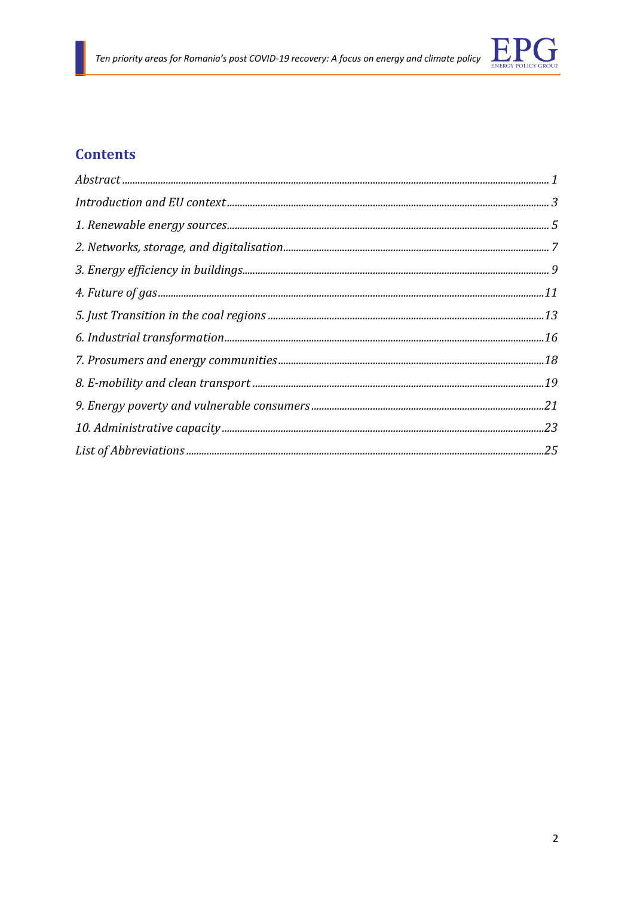## Contents

*Abstract* ........................................ *1*

*Introduction and EU context* ........................................ *3*

*1. Renewable energy sources* ........................................ *5*

*2. Networks, storage, and digitalisation* ........................................ *7*

*3. Energy efficiency in buildings* ........................................ *9*

*4. Future of gas* ........................................ *11*

*5. Just Transition in the coal regions* ........................................ *13*

*6. Industrial transformation* ........................................ *16*

*7. Prosumers and energy communities* ........................................ *18*

*8. E-mobility and clean transport* ........................................ *19*

*9. Energy poverty and vulnerable consumers* ........................................ *21*

*10. Administrative capacity* ........................................ *23*

*List of Abbreviations* ........................................ *25*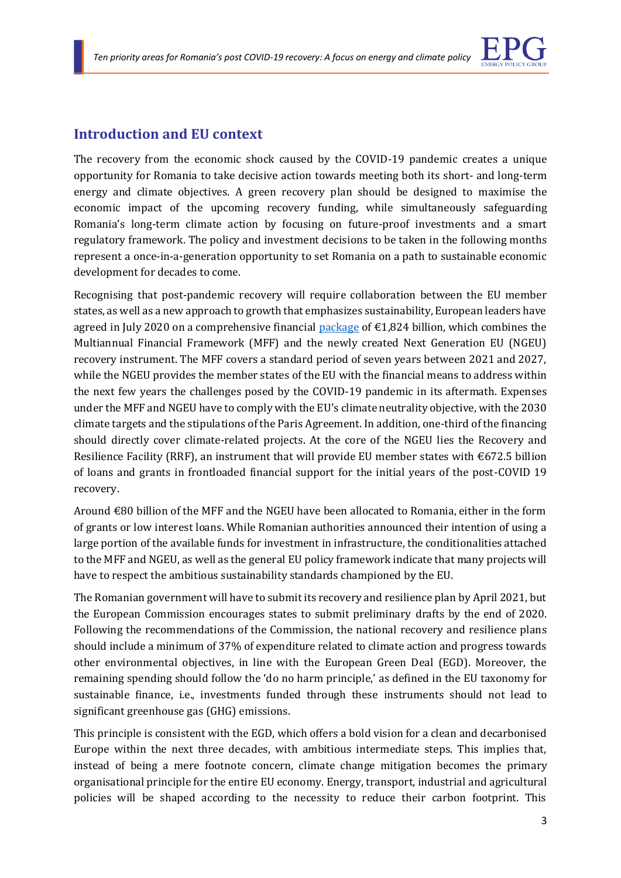## Introduction and EU context

The recovery from the economic shock caused by the COVID-19 pandemic creates a unique opportunity for Romania to take decisive action towards meeting both its short- and long-term energy and climate objectives. A green recovery plan should be designed to maximise the economic impact of the upcoming recovery funding, while simultaneously safeguarding Romania's long-term climate action by focusing on future-proof investments and a smart regulatory framework. The policy and investment decisions to be taken in the following months represent a once-in-a-generation opportunity to set Romania on a path to sustainable economic development for decades to come.

Recognising that post-pandemic recovery will require collaboration between the EU member states, as well as a new approach to growth that emphasizes sustainability, European leaders have agreed in July 2020 on a comprehensive financial package of €1,824 billion, which combines the Multiannual Financial Framework (MFF) and the newly created Next Generation EU (NGEU) recovery instrument. The MFF covers a standard period of seven years between 2021 and 2027, while the NGEU provides the member states of the EU with the financial means to address within the next few years the challenges posed by the COVID-19 pandemic in its aftermath. Expenses under the MFF and NGEU have to comply with the EU's climate neutrality objective, with the 2030 climate targets and the stipulations of the Paris Agreement. In addition, one-third of the financing should directly cover climate-related projects. At the core of the NGEU lies the Recovery and Resilience Facility (RRF), an instrument that will provide EU member states with €672.5 billion of loans and grants in frontloaded financial support for the initial years of the post-COVID 19 recovery.

Around €80 billion of the MFF and the NGEU have been allocated to Romania, either in the form of grants or low interest loans. While Romanian authorities announced their intention of using a large portion of the available funds for investment in infrastructure, the conditionalities attached to the MFF and NGEU, as well as the general EU policy framework indicate that many projects will have to respect the ambitious sustainability standards championed by the EU.

The Romanian government will have to submit its recovery and resilience plan by April 2021, but the European Commission encourages states to submit preliminary drafts by the end of 2020. Following the recommendations of the Commission, the national recovery and resilience plans should include a minimum of 37% of expenditure related to climate action and progress towards other environmental objectives, in line with the European Green Deal (EGD). Moreover, the remaining spending should follow the 'do no harm principle,' as defined in the EU taxonomy for sustainable finance, i.e., investments funded through these instruments should not lead to significant greenhouse gas (GHG) emissions.

This principle is consistent with the EGD, which offers a bold vision for a clean and decarbonised Europe within the next three decades, with ambitious intermediate steps. This implies that, instead of being a mere footnote concern, climate change mitigation becomes the primary organisational principle for the entire EU economy. Energy, transport, industrial and agricultural policies will be shaped according to the necessity to reduce their carbon footprint. This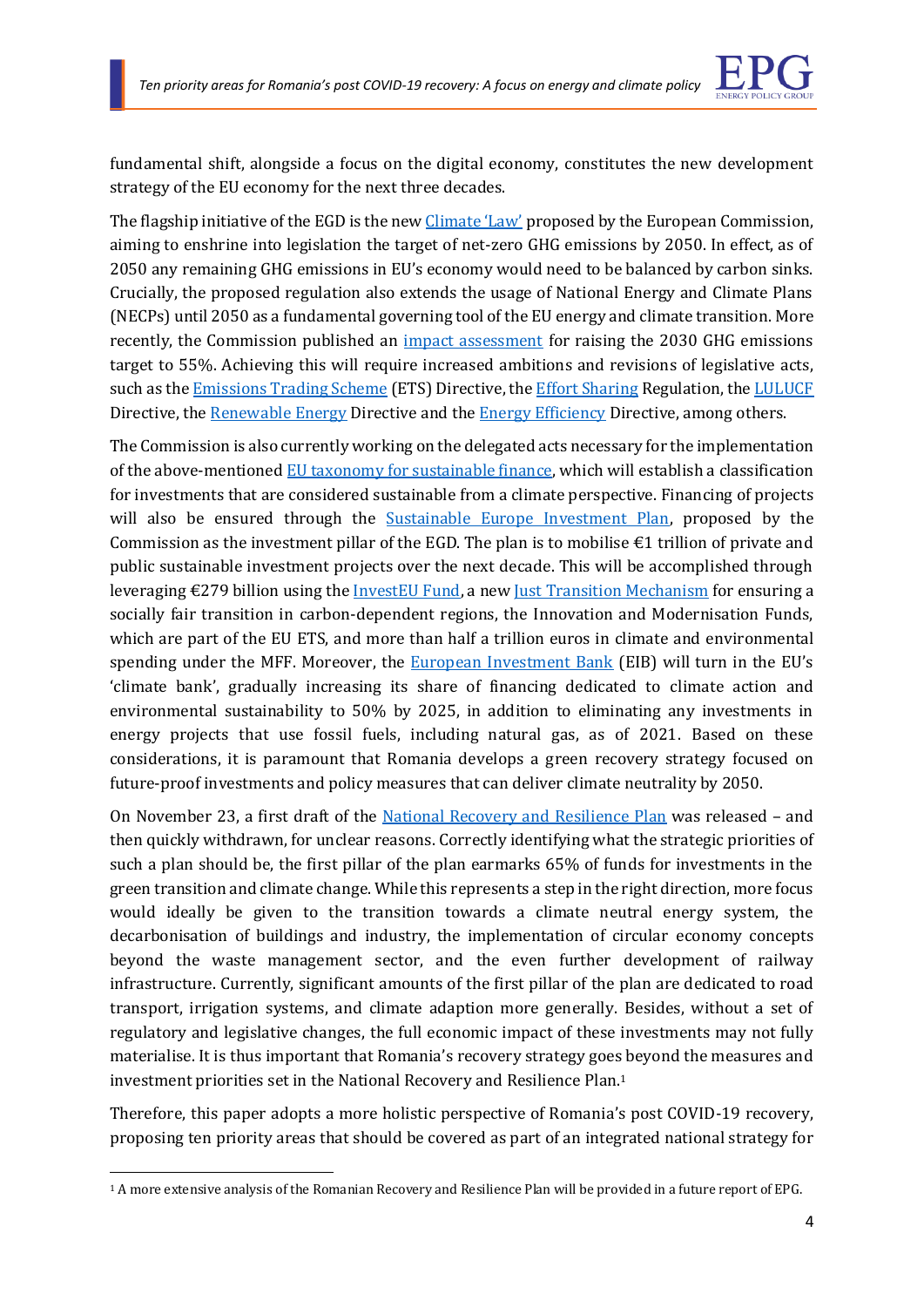fundamental shift, alongside a focus on the digital economy, constitutes the new development strategy of the EU economy for the next three decades.

The flagship initiative of the EGD is the new Climate 'Law' proposed by the European Commission, aiming to enshrine into legislation the target of net-zero GHG emissions by 2050. In effect, as of 2050 any remaining GHG emissions in EU's economy would need to be balanced by carbon sinks. Crucially, the proposed regulation also extends the usage of National Energy and Climate Plans (NECPs) until 2050 as a fundamental governing tool of the EU energy and climate transition. More recently, the Commission published an impact assessment for raising the 2030 GHG emissions target to 55%. Achieving this will require increased ambitions and revisions of legislative acts, such as the Emissions Trading Scheme (ETS) Directive, the Effort Sharing Regulation, the LULUCF Directive, the Renewable Energy Directive and the Energy Efficiency Directive, among others.

The Commission is also currently working on the delegated acts necessary for the implementation of the above-mentioned EU taxonomy for sustainable finance, which will establish a classification for investments that are considered sustainable from a climate perspective. Financing of projects will also be ensured through the Sustainable Europe Investment Plan, proposed by the Commission as the investment pillar of the EGD. The plan is to mobilise €1 trillion of private and public sustainable investment projects over the next decade. This will be accomplished through leveraging €279 billion using the InvestEU Fund, a new Just Transition Mechanism for ensuring a socially fair transition in carbon-dependent regions, the Innovation and Modernisation Funds, which are part of the EU ETS, and more than half a trillion euros in climate and environmental spending under the MFF. Moreover, the European Investment Bank (EIB) will turn in the EU's 'climate bank', gradually increasing its share of financing dedicated to climate action and environmental sustainability to 50% by 2025, in addition to eliminating any investments in energy projects that use fossil fuels, including natural gas, as of 2021. Based on these considerations, it is paramount that Romania develops a green recovery strategy focused on future-proof investments and policy measures that can deliver climate neutrality by 2050.

On November 23, a first draft of the National Recovery and Resilience Plan was released – and then quickly withdrawn, for unclear reasons. Correctly identifying what the strategic priorities of such a plan should be, the first pillar of the plan earmarks 65% of funds for investments in the green transition and climate change. While this represents a step in the right direction, more focus would ideally be given to the transition towards a climate neutral energy system, the decarbonisation of buildings and industry, the implementation of circular economy concepts beyond the waste management sector, and the even further development of railway infrastructure. Currently, significant amounts of the first pillar of the plan are dedicated to road transport, irrigation systems, and climate adaption more generally. Besides, without a set of regulatory and legislative changes, the full economic impact of these investments may not fully materialise. It is thus important that Romania's recovery strategy goes beyond the measures and investment priorities set in the National Recovery and Resilience Plan.[1]

Therefore, this paper adopts a more holistic perspective of Romania's post COVID-19 recovery, proposing ten priority areas that should be covered as part of an integrated national strategy for

---

[1] A more extensive analysis of the Romanian Recovery and Resilience Plan will be provided in a future report of EPG.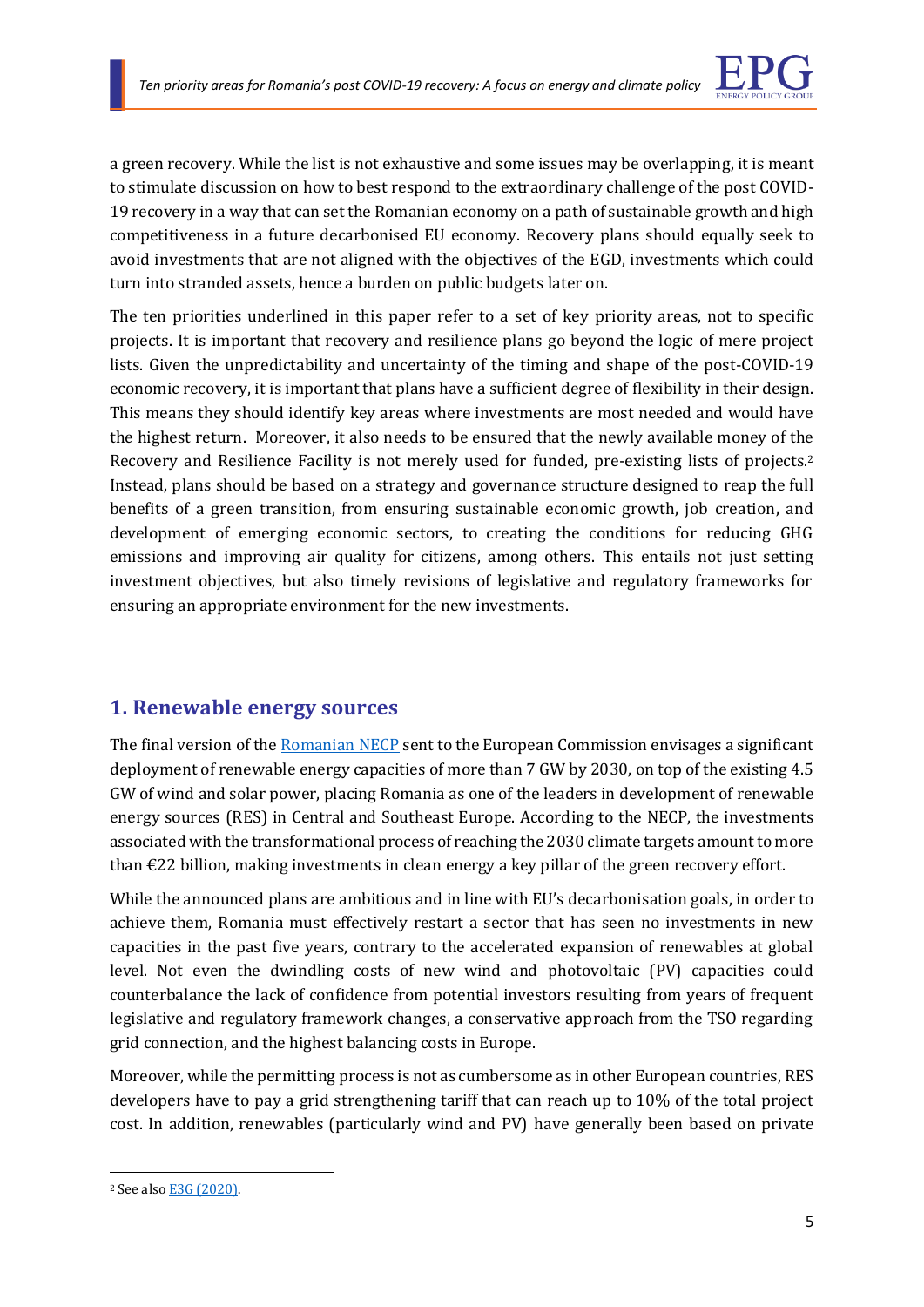a green recovery. While the list is not exhaustive and some issues may be overlapping, it is meant to stimulate discussion on how to best respond to the extraordinary challenge of the post COVID-19 recovery in a way that can set the Romanian economy on a path of sustainable growth and high competitiveness in a future decarbonised EU economy. Recovery plans should equally seek to avoid investments that are not aligned with the objectives of the EGD, investments which could turn into stranded assets, hence a burden on public budgets later on.

The ten priorities underlined in this paper refer to a set of key priority areas, not to specific projects. It is important that recovery and resilience plans go beyond the logic of mere project lists. Given the unpredictability and uncertainty of the timing and shape of the post-COVID-19 economic recovery, it is important that plans have a sufficient degree of flexibility in their design. This means they should identify key areas where investments are most needed and would have the highest return. Moreover, it also needs to be ensured that the newly available money of the Recovery and Resilience Facility is not merely used for funded, pre-existing lists of projects.[2] Instead, plans should be based on a strategy and governance structure designed to reap the full benefits of a green transition, from ensuring sustainable economic growth, job creation, and development of emerging economic sectors, to creating the conditions for reducing GHG emissions and improving air quality for citizens, among others. This entails not just setting investment objectives, but also timely revisions of legislative and regulatory frameworks for ensuring an appropriate environment for the new investments.

## 1. Renewable energy sources

The final version of the Romanian NECP sent to the European Commission envisages a significant deployment of renewable energy capacities of more than 7 GW by 2030, on top of the existing 4.5 GW of wind and solar power, placing Romania as one of the leaders in development of renewable energy sources (RES) in Central and Southeast Europe. According to the NECP, the investments associated with the transformational process of reaching the 2030 climate targets amount to more than €22 billion, making investments in clean energy a key pillar of the green recovery effort.

While the announced plans are ambitious and in line with EU's decarbonisation goals, in order to achieve them, Romania must effectively restart a sector that has seen no investments in new capacities in the past five years, contrary to the accelerated expansion of renewables at global level. Not even the dwindling costs of new wind and photovoltaic (PV) capacities could counterbalance the lack of confidence from potential investors resulting from years of frequent legislative and regulatory framework changes, a conservative approach from the TSO regarding grid connection, and the highest balancing costs in Europe.

Moreover, while the permitting process is not as cumbersome as in other European countries, RES developers have to pay a grid strengthening tariff that can reach up to 10% of the total project cost. In addition, renewables (particularly wind and PV) have generally been based on private

[2] See also E3G (2020).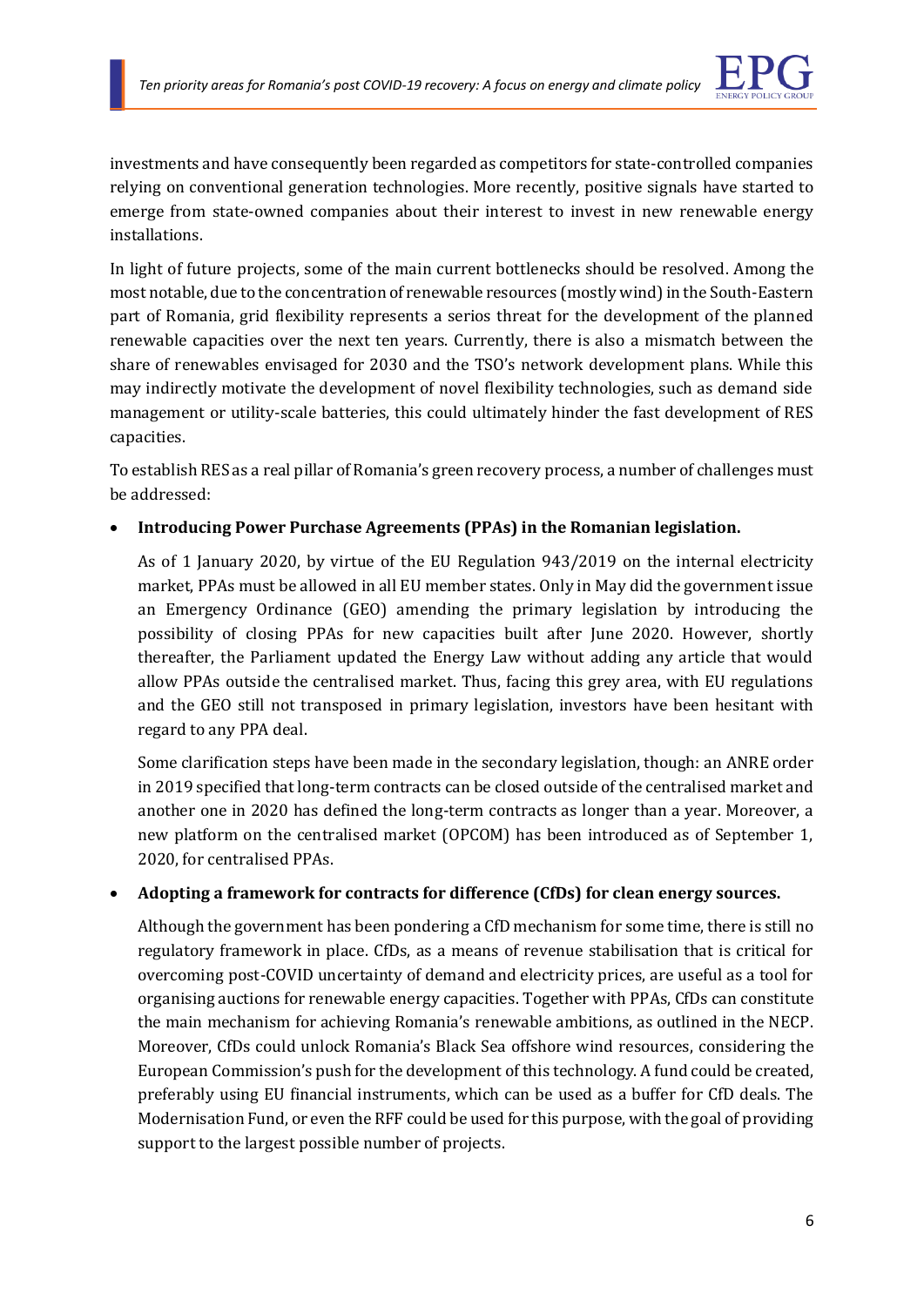investments and have consequently been regarded as competitors for state-controlled companies relying on conventional generation technologies. More recently, positive signals have started to emerge from state-owned companies about their interest to invest in new renewable energy installations.

In light of future projects, some of the main current bottlenecks should be resolved. Among the most notable, due to the concentration of renewable resources (mostly wind) in the South-Eastern part of Romania, grid flexibility represents a serios threat for the development of the planned renewable capacities over the next ten years. Currently, there is also a mismatch between the share of renewables envisaged for 2030 and the TSO's network development plans. While this may indirectly motivate the development of novel flexibility technologies, such as demand side management or utility-scale batteries, this could ultimately hinder the fast development of RES capacities.

To establish RES as a real pillar of Romania's green recovery process, a number of challenges must be addressed:

- **Introducing Power Purchase Agreements (PPAs) in the Romanian legislation.**

  As of 1 January 2020, by virtue of the EU Regulation 943/2019 on the internal electricity market, PPAs must be allowed in all EU member states. Only in May did the government issue an Emergency Ordinance (GEO) amending the primary legislation by introducing the possibility of closing PPAs for new capacities built after June 2020. However, shortly thereafter, the Parliament updated the Energy Law without adding any article that would allow PPAs outside the centralised market. Thus, facing this grey area, with EU regulations and the GEO still not transposed in primary legislation, investors have been hesitant with regard to any PPA deal.

  Some clarification steps have been made in the secondary legislation, though: an ANRE order in 2019 specified that long-term contracts can be closed outside of the centralised market and another one in 2020 has defined the long-term contracts as longer than a year. Moreover, a new platform on the centralised market (OPCOM) has been introduced as of September 1, 2020, for centralised PPAs.

- **Adopting a framework for contracts for difference (CfDs) for clean energy sources.**

  Although the government has been pondering a CfD mechanism for some time, there is still no regulatory framework in place. CfDs, as a means of revenue stabilisation that is critical for overcoming post-COVID uncertainty of demand and electricity prices, are useful as a tool for organising auctions for renewable energy capacities. Together with PPAs, CfDs can constitute the main mechanism for achieving Romania's renewable ambitions, as outlined in the NECP. Moreover, CfDs could unlock Romania's Black Sea offshore wind resources, considering the European Commission's push for the development of this technology. A fund could be created, preferably using EU financial instruments, which can be used as a buffer for CfD deals. The Modernisation Fund, or even the RFF could be used for this purpose, with the goal of providing support to the largest possible number of projects.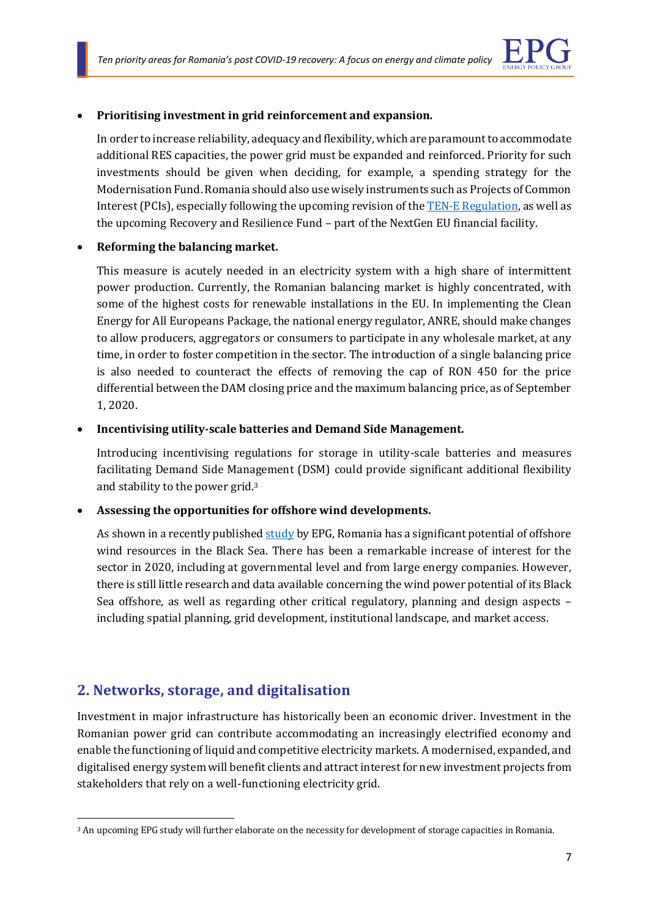- **Prioritising investment in grid reinforcement and expansion.**

  In order to increase reliability, adequacy and flexibility, which are paramount to accommodate additional RES capacities, the power grid must be expanded and reinforced. Priority for such investments should be given when deciding, for example, a spending strategy for the Modernisation Fund. Romania should also use wisely instruments such as Projects of Common Interest (PCIs), especially following the upcoming revision of the TEN-E Regulation, as well as the upcoming Recovery and Resilience Fund – part of the NextGen EU financial facility.

- **Reforming the balancing market.**

  This measure is acutely needed in an electricity system with a high share of intermittent power production. Currently, the Romanian balancing market is highly concentrated, with some of the highest costs for renewable installations in the EU. In implementing the Clean Energy for All Europeans Package, the national energy regulator, ANRE, should make changes to allow producers, aggregators or consumers to participate in any wholesale market, at any time, in order to foster competition in the sector. The introduction of a single balancing price is also needed to counteract the effects of removing the cap of RON 450 for the price differential between the DAM closing price and the maximum balancing price, as of September 1, 2020.

- **Incentivising utility-scale batteries and Demand Side Management.**

  Introducing incentivising regulations for storage in utility-scale batteries and measures facilitating Demand Side Management (DSM) could provide significant additional flexibility and stability to the power grid.[3]

- **Assessing the opportunities for offshore wind developments.**

  As shown in a recently published study by EPG, Romania has a significant potential of offshore wind resources in the Black Sea. There has been a remarkable increase of interest for the sector in 2020, including at governmental level and from large energy companies. However, there is still little research and data available concerning the wind power potential of its Black Sea offshore, as well as regarding other critical regulatory, planning and design aspects – including spatial planning, grid development, institutional landscape, and market access.

## 2. Networks, storage, and digitalisation

Investment in major infrastructure has historically been an economic driver. Investment in the Romanian power grid can contribute accommodating an increasingly electrified economy and enable the functioning of liquid and competitive electricity markets. A modernised, expanded, and digitalised energy system will benefit clients and attract interest for new investment projects from stakeholders that rely on a well-functioning electricity grid.

[3] An upcoming EPG study will further elaborate on the necessity for development of storage capacities in Romania.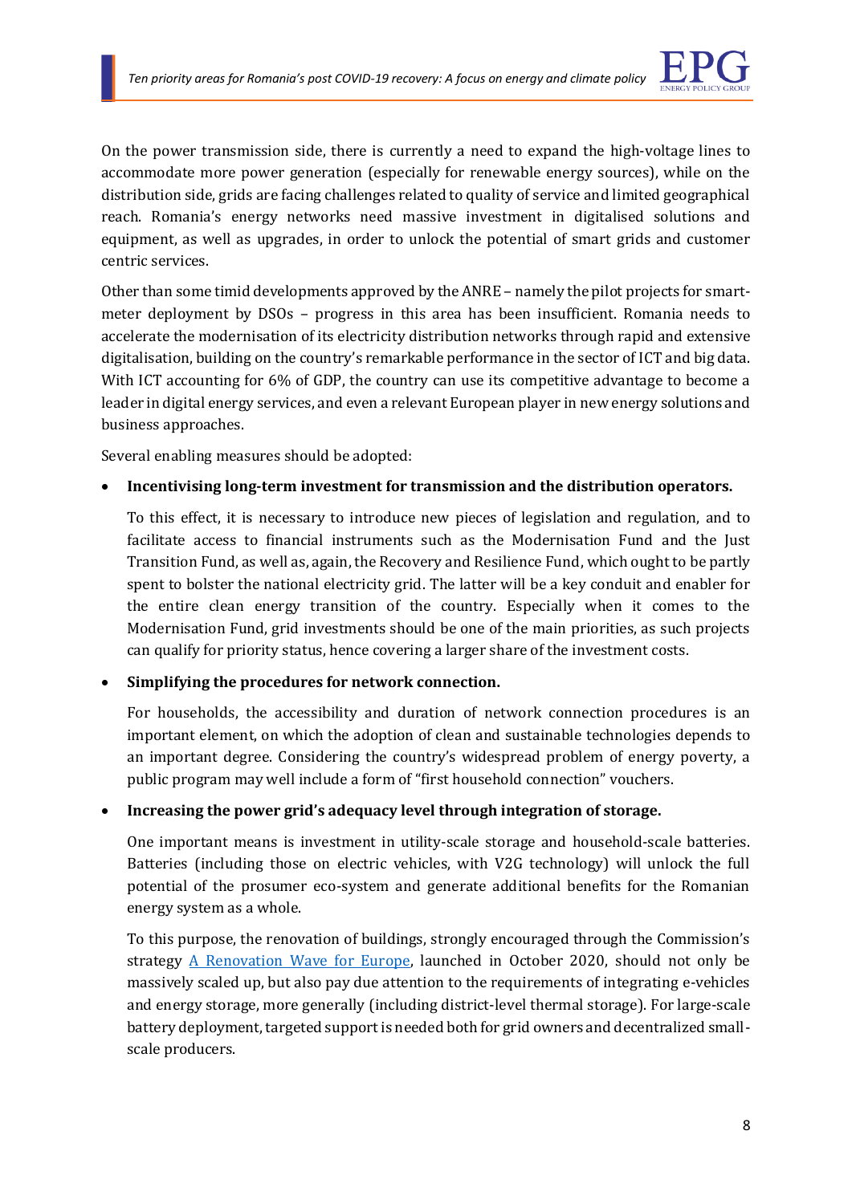On the power transmission side, there is currently a need to expand the high-voltage lines to accommodate more power generation (especially for renewable energy sources), while on the distribution side, grids are facing challenges related to quality of service and limited geographical reach. Romania's energy networks need massive investment in digitalised solutions and equipment, as well as upgrades, in order to unlock the potential of smart grids and customer centric services.

Other than some timid developments approved by the ANRE – namely the pilot projects for smart-meter deployment by DSOs – progress in this area has been insufficient. Romania needs to accelerate the modernisation of its electricity distribution networks through rapid and extensive digitalisation, building on the country's remarkable performance in the sector of ICT and big data. With ICT accounting for 6% of GDP, the country can use its competitive advantage to become a leader in digital energy services, and even a relevant European player in new energy solutions and business approaches.

Several enabling measures should be adopted:

- **Incentivising long-term investment for transmission and the distribution operators.**

  To this effect, it is necessary to introduce new pieces of legislation and regulation, and to facilitate access to financial instruments such as the Modernisation Fund and the Just Transition Fund, as well as, again, the Recovery and Resilience Fund, which ought to be partly spent to bolster the national electricity grid. The latter will be a key conduit and enabler for the entire clean energy transition of the country. Especially when it comes to the Modernisation Fund, grid investments should be one of the main priorities, as such projects can qualify for priority status, hence covering a larger share of the investment costs.

- **Simplifying the procedures for network connection.**

  For households, the accessibility and duration of network connection procedures is an important element, on which the adoption of clean and sustainable technologies depends to an important degree. Considering the country's widespread problem of energy poverty, a public program may well include a form of "first household connection" vouchers.

- **Increasing the power grid's adequacy level through integration of storage.**

  One important means is investment in utility-scale storage and household-scale batteries. Batteries (including those on electric vehicles, with V2G technology) will unlock the full potential of the prosumer eco-system and generate additional benefits for the Romanian energy system as a whole.

  To this purpose, the renovation of buildings, strongly encouraged through the Commission's strategy A Renovation Wave for Europe, launched in October 2020, should not only be massively scaled up, but also pay due attention to the requirements of integrating e-vehicles and energy storage, more generally (including district-level thermal storage). For large-scale battery deployment, targeted support is needed both for grid owners and decentralized small-scale producers.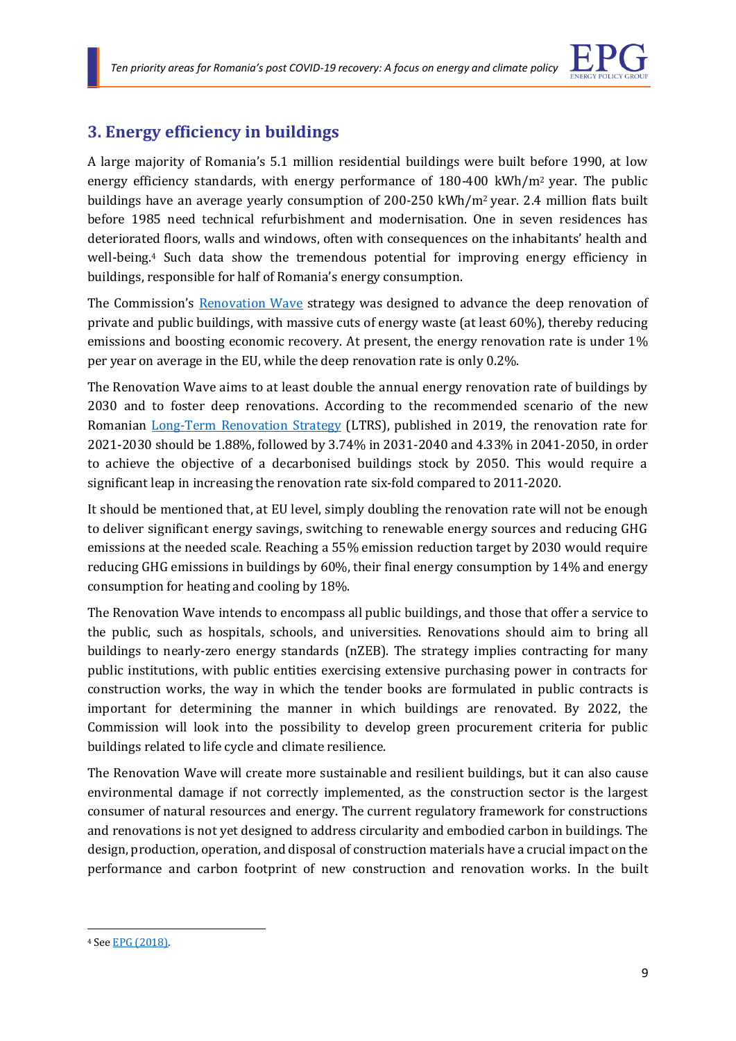## 3. Energy efficiency in buildings

A large majority of Romania's 5.1 million residential buildings were built before 1990, at low energy efficiency standards, with energy performance of 180-400 kWh/m$^2$ year. The public buildings have an average yearly consumption of 200-250 kWh/m$^2$ year. 2.4 million flats built before 1985 need technical refurbishment and modernisation. One in seven residences has deteriorated floors, walls and windows, often with consequences on the inhabitants' health and well-being.[4] Such data show the tremendous potential for improving energy efficiency in buildings, responsible for half of Romania's energy consumption.

The Commission's Renovation Wave strategy was designed to advance the deep renovation of private and public buildings, with massive cuts of energy waste (at least 60%), thereby reducing emissions and boosting economic recovery. At present, the energy renovation rate is under 1% per year on average in the EU, while the deep renovation rate is only 0.2%.

The Renovation Wave aims to at least double the annual energy renovation rate of buildings by 2030 and to foster deep renovations. According to the recommended scenario of the new Romanian Long-Term Renovation Strategy (LTRS), published in 2019, the renovation rate for 2021-2030 should be 1.88%, followed by 3.74% in 2031-2040 and 4.33% in 2041-2050, in order to achieve the objective of a decarbonised buildings stock by 2050. This would require a significant leap in increasing the renovation rate six-fold compared to 2011-2020.

It should be mentioned that, at EU level, simply doubling the renovation rate will not be enough to deliver significant energy savings, switching to renewable energy sources and reducing GHG emissions at the needed scale. Reaching a 55% emission reduction target by 2030 would require reducing GHG emissions in buildings by 60%, their final energy consumption by 14% and energy consumption for heating and cooling by 18%.

The Renovation Wave intends to encompass all public buildings, and those that offer a service to the public, such as hospitals, schools, and universities. Renovations should aim to bring all buildings to nearly-zero energy standards (nZEB). The strategy implies contracting for many public institutions, with public entities exercising extensive purchasing power in contracts for construction works, the way in which the tender books are formulated in public contracts is important for determining the manner in which buildings are renovated. By 2022, the Commission will look into the possibility to develop green procurement criteria for public buildings related to life cycle and climate resilience.

The Renovation Wave will create more sustainable and resilient buildings, but it can also cause environmental damage if not correctly implemented, as the construction sector is the largest consumer of natural resources and energy. The current regulatory framework for constructions and renovations is not yet designed to address circularity and embodied carbon in buildings. The design, production, operation, and disposal of construction materials have a crucial impact on the performance and carbon footprint of new construction and renovation works. In the built

[4] See EPG (2018).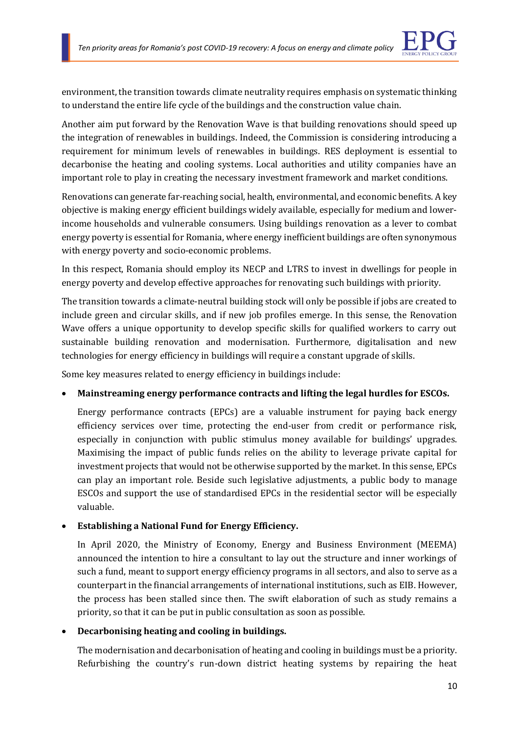environment, the transition towards climate neutrality requires emphasis on systematic thinking to understand the entire life cycle of the buildings and the construction value chain.

Another aim put forward by the Renovation Wave is that building renovations should speed up the integration of renewables in buildings. Indeed, the Commission is considering introducing a requirement for minimum levels of renewables in buildings. RES deployment is essential to decarbonise the heating and cooling systems. Local authorities and utility companies have an important role to play in creating the necessary investment framework and market conditions.

Renovations can generate far-reaching social, health, environmental, and economic benefits. A key objective is making energy efficient buildings widely available, especially for medium and lower-income households and vulnerable consumers. Using buildings renovation as a lever to combat energy poverty is essential for Romania, where energy inefficient buildings are often synonymous with energy poverty and socio-economic problems.

In this respect, Romania should employ its NECP and LTRS to invest in dwellings for people in energy poverty and develop effective approaches for renovating such buildings with priority.

The transition towards a climate-neutral building stock will only be possible if jobs are created to include green and circular skills, and if new job profiles emerge. In this sense, the Renovation Wave offers a unique opportunity to develop specific skills for qualified workers to carry out sustainable building renovation and modernisation. Furthermore, digitalisation and new technologies for energy efficiency in buildings will require a constant upgrade of skills.

Some key measures related to energy efficiency in buildings include:

- **Mainstreaming energy performance contracts and lifting the legal hurdles for ESCOs.**

  Energy performance contracts (EPCs) are a valuable instrument for paying back energy efficiency services over time, protecting the end-user from credit or performance risk, especially in conjunction with public stimulus money available for buildings' upgrades. Maximising the impact of public funds relies on the ability to leverage private capital for investment projects that would not be otherwise supported by the market. In this sense, EPCs can play an important role. Beside such legislative adjustments, a public body to manage ESCOs and support the use of standardised EPCs in the residential sector will be especially valuable.

- **Establishing a National Fund for Energy Efficiency.**

  In April 2020, the Ministry of Economy, Energy and Business Environment (MEEMA) announced the intention to hire a consultant to lay out the structure and inner workings of such a fund, meant to support energy efficiency programs in all sectors, and also to serve as a counterpart in the financial arrangements of international institutions, such as EIB. However, the process has been stalled since then. The swift elaboration of such as study remains a priority, so that it can be put in public consultation as soon as possible.

- **Decarbonising heating and cooling in buildings.**

  The modernisation and decarbonisation of heating and cooling in buildings must be a priority. Refurbishing the country's run-down district heating systems by repairing the heat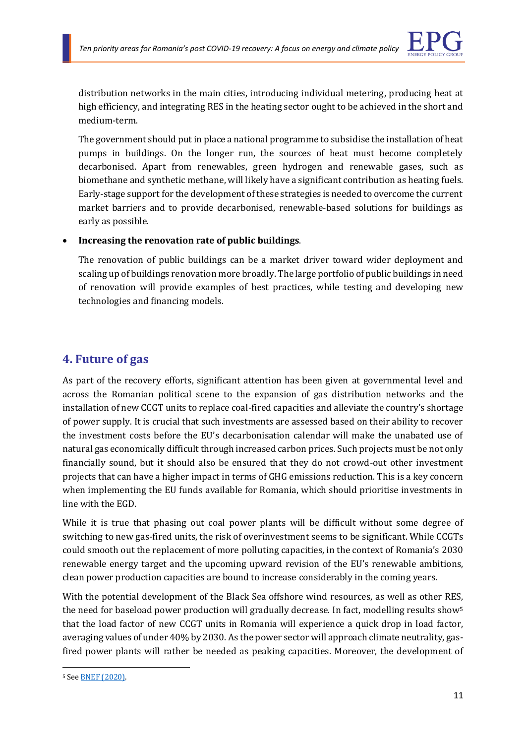distribution networks in the main cities, introducing individual metering, producing heat at high efficiency, and integrating RES in the heating sector ought to be achieved in the short and medium-term.

The government should put in place a national programme to subsidise the installation of heat pumps in buildings. On the longer run, the sources of heat must become completely decarbonised. Apart from renewables, green hydrogen and renewable gases, such as biomethane and synthetic methane, will likely have a significant contribution as heating fuels. Early-stage support for the development of these strategies is needed to overcome the current market barriers and to provide decarbonised, renewable-based solutions for buildings as early as possible.

- **Increasing the renovation rate of public buildings**.

  The renovation of public buildings can be a market driver toward wider deployment and scaling up of buildings renovation more broadly. The large portfolio of public buildings in need of renovation will provide examples of best practices, while testing and developing new technologies and financing models.

## 4. Future of gas

As part of the recovery efforts, significant attention has been given at governmental level and across the Romanian political scene to the expansion of gas distribution networks and the installation of new CCGT units to replace coal-fired capacities and alleviate the country's shortage of power supply. It is crucial that such investments are assessed based on their ability to recover the investment costs before the EU's decarbonisation calendar will make the unabated use of natural gas economically difficult through increased carbon prices. Such projects must be not only financially sound, but it should also be ensured that they do not crowd-out other investment projects that can have a higher impact in terms of GHG emissions reduction. This is a key concern when implementing the EU funds available for Romania, which should prioritise investments in line with the EGD.

While it is true that phasing out coal power plants will be difficult without some degree of switching to new gas-fired units, the risk of overinvestment seems to be significant. While CCGTs could smooth out the replacement of more polluting capacities, in the context of Romania's 2030 renewable energy target and the upcoming upward revision of the EU's renewable ambitions, clean power production capacities are bound to increase considerably in the coming years.

With the potential development of the Black Sea offshore wind resources, as well as other RES, the need for baseload power production will gradually decrease. In fact, modelling results show[5] that the load factor of new CCGT units in Romania will experience a quick drop in load factor, averaging values of under 40% by 2030. As the power sector will approach climate neutrality, gas-fired power plants will rather be needed as peaking capacities. Moreover, the development of

[5] See BNEF (2020).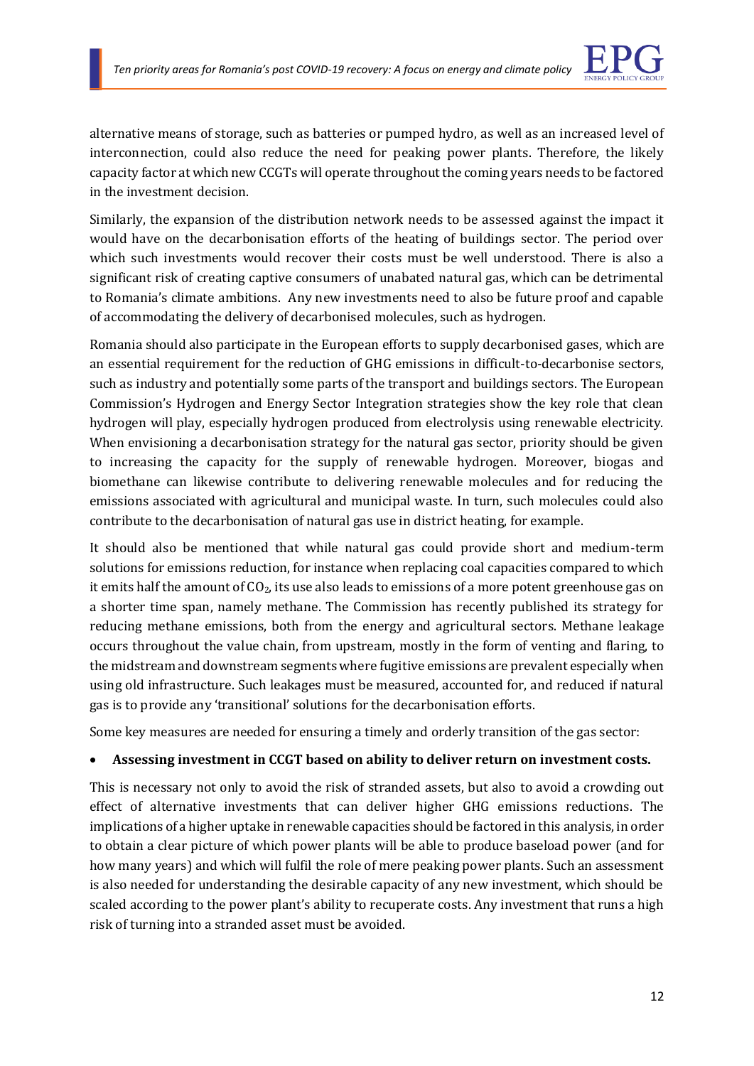alternative means of storage, such as batteries or pumped hydro, as well as an increased level of interconnection, could also reduce the need for peaking power plants. Therefore, the likely capacity factor at which new CCGTs will operate throughout the coming years needs to be factored in the investment decision.

Similarly, the expansion of the distribution network needs to be assessed against the impact it would have on the decarbonisation efforts of the heating of buildings sector. The period over which such investments would recover their costs must be well understood. There is also a significant risk of creating captive consumers of unabated natural gas, which can be detrimental to Romania's climate ambitions. Any new investments need to also be future proof and capable of accommodating the delivery of decarbonised molecules, such as hydrogen.

Romania should also participate in the European efforts to supply decarbonised gases, which are an essential requirement for the reduction of GHG emissions in difficult-to-decarbonise sectors, such as industry and potentially some parts of the transport and buildings sectors. The European Commission's Hydrogen and Energy Sector Integration strategies show the key role that clean hydrogen will play, especially hydrogen produced from electrolysis using renewable electricity. When envisioning a decarbonisation strategy for the natural gas sector, priority should be given to increasing the capacity for the supply of renewable hydrogen. Moreover, biogas and biomethane can likewise contribute to delivering renewable molecules and for reducing the emissions associated with agricultural and municipal waste. In turn, such molecules could also contribute to the decarbonisation of natural gas use in district heating, for example.

It should also be mentioned that while natural gas could provide short and medium-term solutions for emissions reduction, for instance when replacing coal capacities compared to which it emits half the amount of $CO_2$, its use also leads to emissions of a more potent greenhouse gas on a shorter time span, namely methane. The Commission has recently published its strategy for reducing methane emissions, both from the energy and agricultural sectors. Methane leakage occurs throughout the value chain, from upstream, mostly in the form of venting and flaring, to the midstream and downstream segments where fugitive emissions are prevalent especially when using old infrastructure. Such leakages must be measured, accounted for, and reduced if natural gas is to provide any 'transitional' solutions for the decarbonisation efforts.

Some key measures are needed for ensuring a timely and orderly transition of the gas sector:

- **Assessing investment in CCGT based on ability to deliver return on investment costs.**

This is necessary not only to avoid the risk of stranded assets, but also to avoid a crowding out effect of alternative investments that can deliver higher GHG emissions reductions. The implications of a higher uptake in renewable capacities should be factored in this analysis, in order to obtain a clear picture of which power plants will be able to produce baseload power (and for how many years) and which will fulfil the role of mere peaking power plants. Such an assessment is also needed for understanding the desirable capacity of any new investment, which should be scaled according to the power plant's ability to recuperate costs. Any investment that runs a high risk of turning into a stranded asset must be avoided.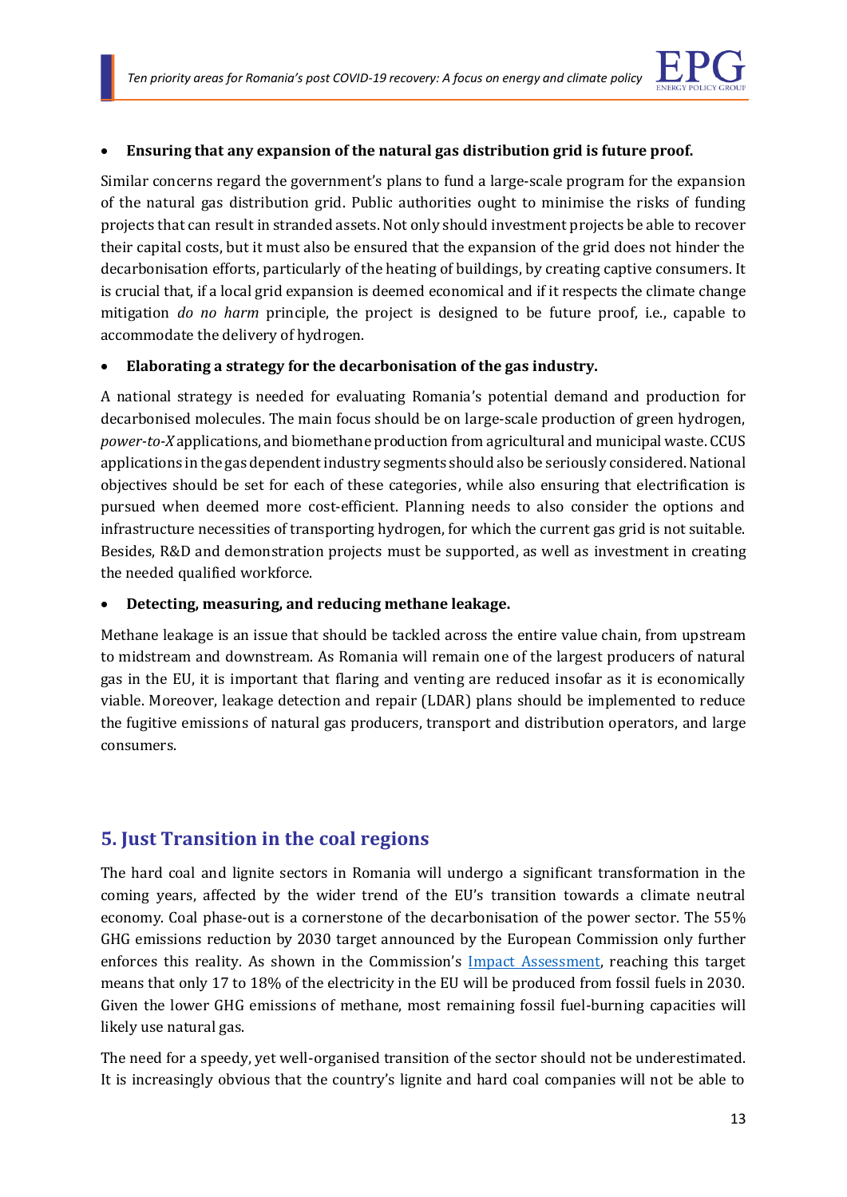- **Ensuring that any expansion of the natural gas distribution grid is future proof.**

Similar concerns regard the government's plans to fund a large-scale program for the expansion of the natural gas distribution grid. Public authorities ought to minimise the risks of funding projects that can result in stranded assets. Not only should investment projects be able to recover their capital costs, but it must also be ensured that the expansion of the grid does not hinder the decarbonisation efforts, particularly of the heating of buildings, by creating captive consumers. It is crucial that, if a local grid expansion is deemed economical and if it respects the climate change mitigation *do no harm* principle, the project is designed to be future proof, i.e., capable to accommodate the delivery of hydrogen.

- **Elaborating a strategy for the decarbonisation of the gas industry.**

A national strategy is needed for evaluating Romania's potential demand and production for decarbonised molecules. The main focus should be on large-scale production of green hydrogen, *power-to-X* applications, and biomethane production from agricultural and municipal waste. CCUS applications in the gas dependent industry segments should also be seriously considered. National objectives should be set for each of these categories, while also ensuring that electrification is pursued when deemed more cost-efficient. Planning needs to also consider the options and infrastructure necessities of transporting hydrogen, for which the current gas grid is not suitable. Besides, R&D and demonstration projects must be supported, as well as investment in creating the needed qualified workforce.

- **Detecting, measuring, and reducing methane leakage.**

Methane leakage is an issue that should be tackled across the entire value chain, from upstream to midstream and downstream. As Romania will remain one of the largest producers of natural gas in the EU, it is important that flaring and venting are reduced insofar as it is economically viable. Moreover, leakage detection and repair (LDAR) plans should be implemented to reduce the fugitive emissions of natural gas producers, transport and distribution operators, and large consumers.

## 5. Just Transition in the coal regions

The hard coal and lignite sectors in Romania will undergo a significant transformation in the coming years, affected by the wider trend of the EU's transition towards a climate neutral economy. Coal phase-out is a cornerstone of the decarbonisation of the power sector. The 55% GHG emissions reduction by 2030 target announced by the European Commission only further enforces this reality. As shown in the Commission's Impact Assessment, reaching this target means that only 17 to 18% of the electricity in the EU will be produced from fossil fuels in 2030. Given the lower GHG emissions of methane, most remaining fossil fuel-burning capacities will likely use natural gas.

The need for a speedy, yet well-organised transition of the sector should not be underestimated. It is increasingly obvious that the country's lignite and hard coal companies will not be able to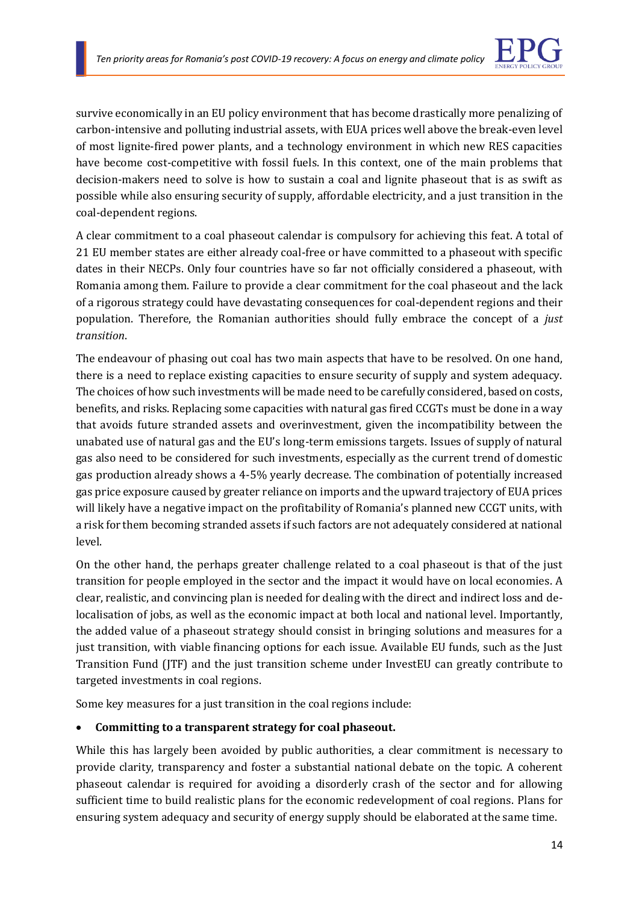survive economically in an EU policy environment that has become drastically more penalizing of carbon-intensive and polluting industrial assets, with EUA prices well above the break-even level of most lignite-fired power plants, and a technology environment in which new RES capacities have become cost-competitive with fossil fuels. In this context, one of the main problems that decision-makers need to solve is how to sustain a coal and lignite phaseout that is as swift as possible while also ensuring security of supply, affordable electricity, and a just transition in the coal-dependent regions.

A clear commitment to a coal phaseout calendar is compulsory for achieving this feat. A total of 21 EU member states are either already coal-free or have committed to a phaseout with specific dates in their NECPs. Only four countries have so far not officially considered a phaseout, with Romania among them. Failure to provide a clear commitment for the coal phaseout and the lack of a rigorous strategy could have devastating consequences for coal-dependent regions and their population. Therefore, the Romanian authorities should fully embrace the concept of a *just transition*.

The endeavour of phasing out coal has two main aspects that have to be resolved. On one hand, there is a need to replace existing capacities to ensure security of supply and system adequacy. The choices of how such investments will be made need to be carefully considered, based on costs, benefits, and risks. Replacing some capacities with natural gas fired CCGTs must be done in a way that avoids future stranded assets and overinvestment, given the incompatibility between the unabated use of natural gas and the EU's long-term emissions targets. Issues of supply of natural gas also need to be considered for such investments, especially as the current trend of domestic gas production already shows a 4-5% yearly decrease. The combination of potentially increased gas price exposure caused by greater reliance on imports and the upward trajectory of EUA prices will likely have a negative impact on the profitability of Romania's planned new CCGT units, with a risk for them becoming stranded assets if such factors are not adequately considered at national level.

On the other hand, the perhaps greater challenge related to a coal phaseout is that of the just transition for people employed in the sector and the impact it would have on local economies. A clear, realistic, and convincing plan is needed for dealing with the direct and indirect loss and de-localisation of jobs, as well as the economic impact at both local and national level. Importantly, the added value of a phaseout strategy should consist in bringing solutions and measures for a just transition, with viable financing options for each issue. Available EU funds, such as the Just Transition Fund (JTF) and the just transition scheme under InvestEU can greatly contribute to targeted investments in coal regions.

Some key measures for a just transition in the coal regions include:

- **Committing to a transparent strategy for coal phaseout.**

While this has largely been avoided by public authorities, a clear commitment is necessary to provide clarity, transparency and foster a substantial national debate on the topic. A coherent phaseout calendar is required for avoiding a disorderly crash of the sector and for allowing sufficient time to build realistic plans for the economic redevelopment of coal regions. Plans for ensuring system adequacy and security of energy supply should be elaborated at the same time.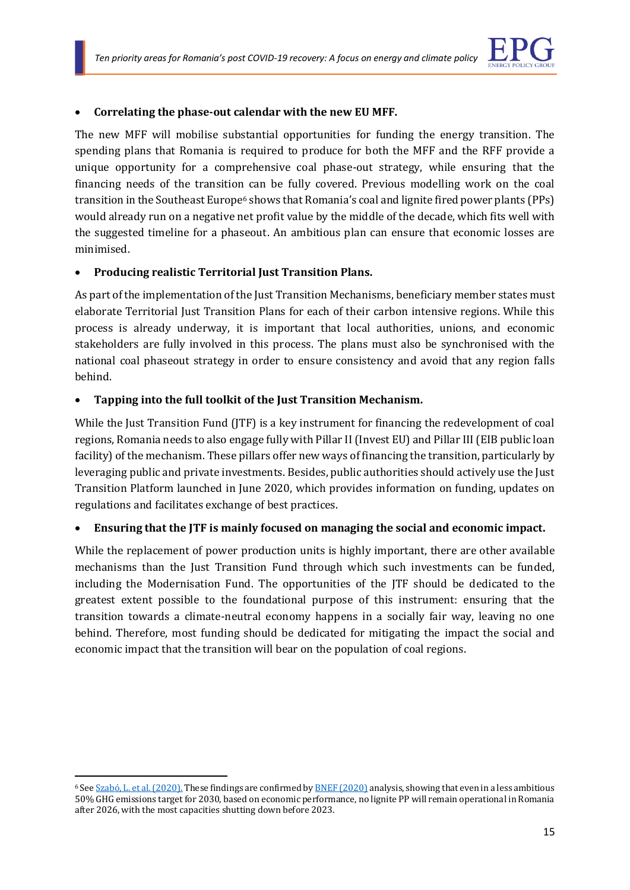- **Correlating the phase-out calendar with the new EU MFF.**

The new MFF will mobilise substantial opportunities for funding the energy transition. The spending plans that Romania is required to produce for both the MFF and the RFF provide a unique opportunity for a comprehensive coal phase-out strategy, while ensuring that the financing needs of the transition can be fully covered. Previous modelling work on the coal transition in the Southeast Europe[6] shows that Romania's coal and lignite fired power plants (PPs) would already run on a negative net profit value by the middle of the decade, which fits well with the suggested timeline for a phaseout. An ambitious plan can ensure that economic losses are minimised.

- **Producing realistic Territorial Just Transition Plans.**

As part of the implementation of the Just Transition Mechanisms, beneficiary member states must elaborate Territorial Just Transition Plans for each of their carbon intensive regions. While this process is already underway, it is important that local authorities, unions, and economic stakeholders are fully involved in this process. The plans must also be synchronised with the national coal phaseout strategy in order to ensure consistency and avoid that any region falls behind.

- **Tapping into the full toolkit of the Just Transition Mechanism.**

While the Just Transition Fund (JTF) is a key instrument for financing the redevelopment of coal regions, Romania needs to also engage fully with Pillar II (Invest EU) and Pillar III (EIB public loan facility) of the mechanism. These pillars offer new ways of financing the transition, particularly by leveraging public and private investments. Besides, public authorities should actively use the Just Transition Platform launched in June 2020, which provides information on funding, updates on regulations and facilitates exchange of best practices.

- **Ensuring that the JTF is mainly focused on managing the social and economic impact.**

While the replacement of power production units is highly important, there are other available mechanisms than the Just Transition Fund through which such investments can be funded, including the Modernisation Fund. The opportunities of the JTF should be dedicated to the greatest extent possible to the foundational purpose of this instrument: ensuring that the transition towards a climate-neutral economy happens in a socially fair way, leaving no one behind. Therefore, most funding should be dedicated for mitigating the impact the social and economic impact that the transition will bear on the population of coal regions.

[6] See Szabó, L. et al. (2020). These findings are confirmed by BNEF (2020) analysis, showing that even in a less ambitious 50% GHG emissions target for 2030, based on economic performance, no lignite PP will remain operational in Romania after 2026, with the most capacities shutting down before 2023.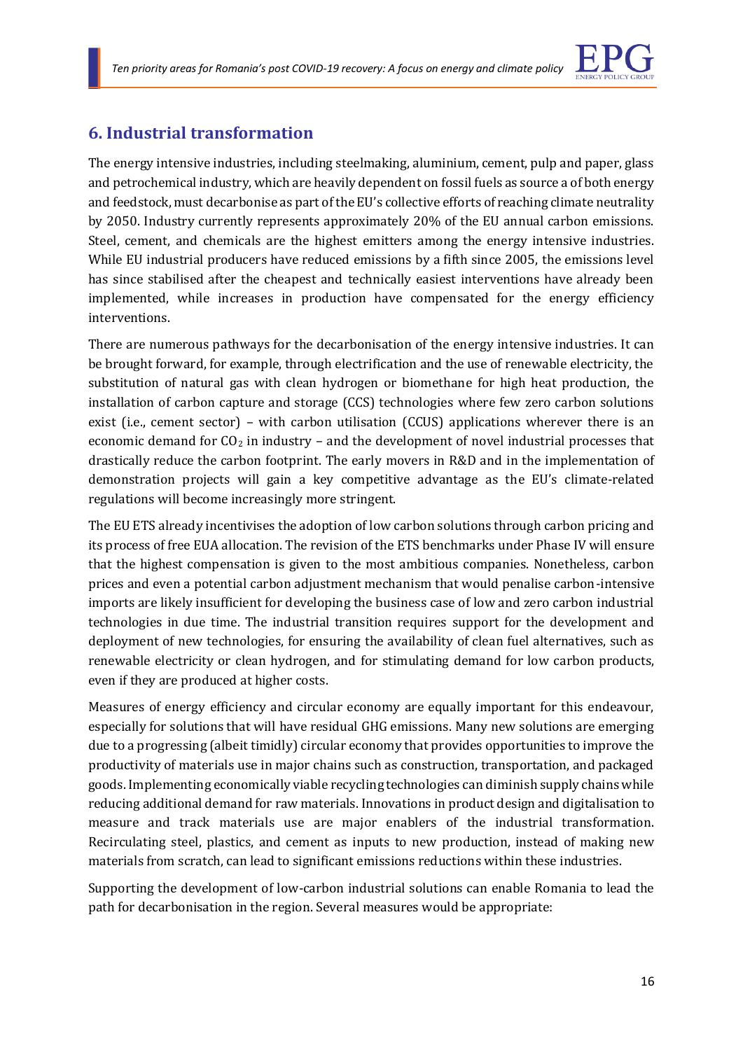## 6. Industrial transformation

The energy intensive industries, including steelmaking, aluminium, cement, pulp and paper, glass and petrochemical industry, which are heavily dependent on fossil fuels as source a of both energy and feedstock, must decarbonise as part of the EU's collective efforts of reaching climate neutrality by 2050. Industry currently represents approximately 20% of the EU annual carbon emissions. Steel, cement, and chemicals are the highest emitters among the energy intensive industries. While EU industrial producers have reduced emissions by a fifth since 2005, the emissions level has since stabilised after the cheapest and technically easiest interventions have already been implemented, while increases in production have compensated for the energy efficiency interventions.

There are numerous pathways for the decarbonisation of the energy intensive industries. It can be brought forward, for example, through electrification and the use of renewable electricity, the substitution of natural gas with clean hydrogen or biomethane for high heat production, the installation of carbon capture and storage (CCS) technologies where few zero carbon solutions exist (i.e., cement sector) – with carbon utilisation (CCUS) applications wherever there is an economic demand for $CO_2$ in industry – and the development of novel industrial processes that drastically reduce the carbon footprint. The early movers in R&D and in the implementation of demonstration projects will gain a key competitive advantage as the EU's climate-related regulations will become increasingly more stringent.

The EU ETS already incentivises the adoption of low carbon solutions through carbon pricing and its process of free EUA allocation. The revision of the ETS benchmarks under Phase IV will ensure that the highest compensation is given to the most ambitious companies. Nonetheless, carbon prices and even a potential carbon adjustment mechanism that would penalise carbon-intensive imports are likely insufficient for developing the business case of low and zero carbon industrial technologies in due time. The industrial transition requires support for the development and deployment of new technologies, for ensuring the availability of clean fuel alternatives, such as renewable electricity or clean hydrogen, and for stimulating demand for low carbon products, even if they are produced at higher costs.

Measures of energy efficiency and circular economy are equally important for this endeavour, especially for solutions that will have residual GHG emissions. Many new solutions are emerging due to a progressing (albeit timidly) circular economy that provides opportunities to improve the productivity of materials use in major chains such as construction, transportation, and packaged goods. Implementing economically viable recycling technologies can diminish supply chains while reducing additional demand for raw materials. Innovations in product design and digitalisation to measure and track materials use are major enablers of the industrial transformation. Recirculating steel, plastics, and cement as inputs to new production, instead of making new materials from scratch, can lead to significant emissions reductions within these industries.

Supporting the development of low-carbon industrial solutions can enable Romania to lead the path for decarbonisation in the region. Several measures would be appropriate: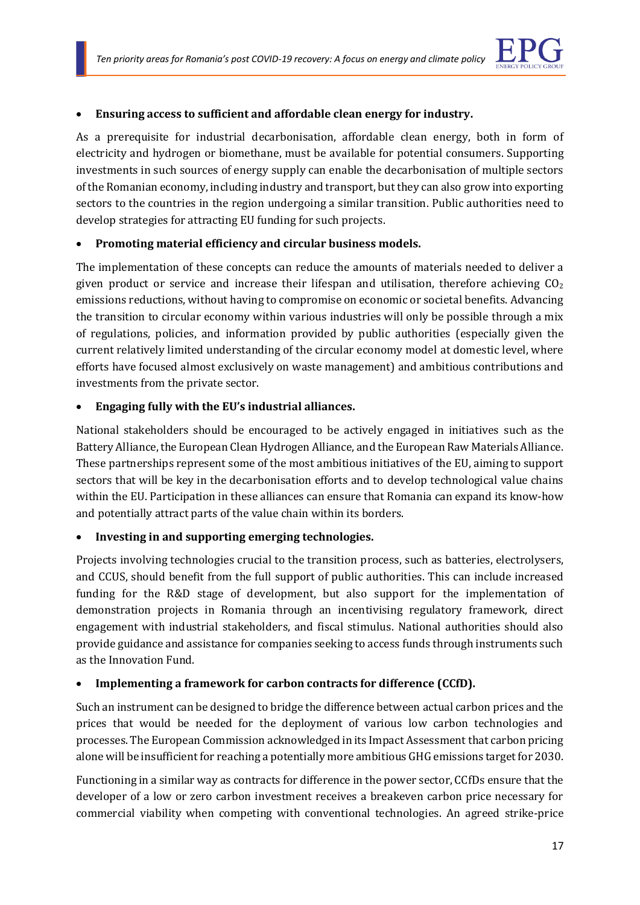- **Ensuring access to sufficient and affordable clean energy for industry.**

As a prerequisite for industrial decarbonisation, affordable clean energy, both in form of electricity and hydrogen or biomethane, must be available for potential consumers. Supporting investments in such sources of energy supply can enable the decarbonisation of multiple sectors of the Romanian economy, including industry and transport, but they can also grow into exporting sectors to the countries in the region undergoing a similar transition. Public authorities need to develop strategies for attracting EU funding for such projects.

- **Promoting material efficiency and circular business models.**

The implementation of these concepts can reduce the amounts of materials needed to deliver a given product or service and increase their lifespan and utilisation, therefore achieving $CO_2$ emissions reductions, without having to compromise on economic or societal benefits. Advancing the transition to circular economy within various industries will only be possible through a mix of regulations, policies, and information provided by public authorities (especially given the current relatively limited understanding of the circular economy model at domestic level, where efforts have focused almost exclusively on waste management) and ambitious contributions and investments from the private sector.

- **Engaging fully with the EU's industrial alliances.**

National stakeholders should be encouraged to be actively engaged in initiatives such as the Battery Alliance, the European Clean Hydrogen Alliance, and the European Raw Materials Alliance. These partnerships represent some of the most ambitious initiatives of the EU, aiming to support sectors that will be key in the decarbonisation efforts and to develop technological value chains within the EU. Participation in these alliances can ensure that Romania can expand its know-how and potentially attract parts of the value chain within its borders.

- **Investing in and supporting emerging technologies.**

Projects involving technologies crucial to the transition process, such as batteries, electrolysers, and CCUS, should benefit from the full support of public authorities. This can include increased funding for the R&D stage of development, but also support for the implementation of demonstration projects in Romania through an incentivising regulatory framework, direct engagement with industrial stakeholders, and fiscal stimulus. National authorities should also provide guidance and assistance for companies seeking to access funds through instruments such as the Innovation Fund.

- **Implementing a framework for carbon contracts for difference (CCfD).**

Such an instrument can be designed to bridge the difference between actual carbon prices and the prices that would be needed for the deployment of various low carbon technologies and processes. The European Commission acknowledged in its Impact Assessment that carbon pricing alone will be insufficient for reaching a potentially more ambitious GHG emissions target for 2030.

Functioning in a similar way as contracts for difference in the power sector, CCfDs ensure that the developer of a low or zero carbon investment receives a breakeven carbon price necessary for commercial viability when competing with conventional technologies. An agreed strike-price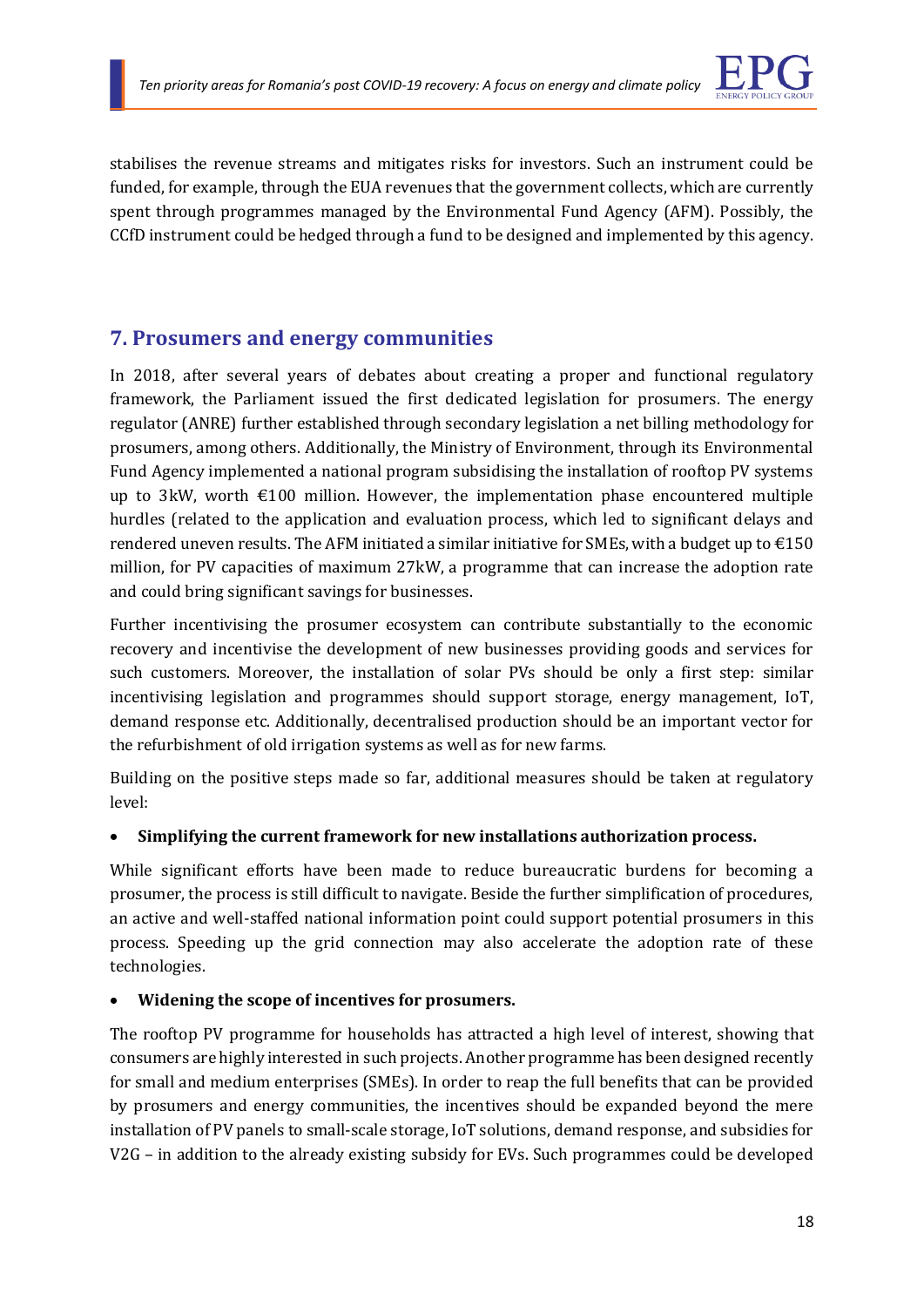stabilises the revenue streams and mitigates risks for investors. Such an instrument could be funded, for example, through the EUA revenues that the government collects, which are currently spent through programmes managed by the Environmental Fund Agency (AFM). Possibly, the CCfD instrument could be hedged through a fund to be designed and implemented by this agency.

## 7. Prosumers and energy communities

In 2018, after several years of debates about creating a proper and functional regulatory framework, the Parliament issued the first dedicated legislation for prosumers. The energy regulator (ANRE) further established through secondary legislation a net billing methodology for prosumers, among others. Additionally, the Ministry of Environment, through its Environmental Fund Agency implemented a national program subsidising the installation of rooftop PV systems up to 3kW, worth €100 million. However, the implementation phase encountered multiple hurdles (related to the application and evaluation process, which led to significant delays and rendered uneven results. The AFM initiated a similar initiative for SMEs, with a budget up to €150 million, for PV capacities of maximum 27kW, a programme that can increase the adoption rate and could bring significant savings for businesses.

Further incentivising the prosumer ecosystem can contribute substantially to the economic recovery and incentivise the development of new businesses providing goods and services for such customers. Moreover, the installation of solar PVs should be only a first step: similar incentivising legislation and programmes should support storage, energy management, IoT, demand response etc. Additionally, decentralised production should be an important vector for the refurbishment of old irrigation systems as well as for new farms.

Building on the positive steps made so far, additional measures should be taken at regulatory level:

- **Simplifying the current framework for new installations authorization process.**

While significant efforts have been made to reduce bureaucratic burdens for becoming a prosumer, the process is still difficult to navigate. Beside the further simplification of procedures, an active and well-staffed national information point could support potential prosumers in this process. Speeding up the grid connection may also accelerate the adoption rate of these technologies.

- **Widening the scope of incentives for prosumers.**

The rooftop PV programme for households has attracted a high level of interest, showing that consumers are highly interested in such projects. Another programme has been designed recently for small and medium enterprises (SMEs). In order to reap the full benefits that can be provided by prosumers and energy communities, the incentives should be expanded beyond the mere installation of PV panels to small-scale storage, IoT solutions, demand response, and subsidies for V2G – in addition to the already existing subsidy for EVs. Such programmes could be developed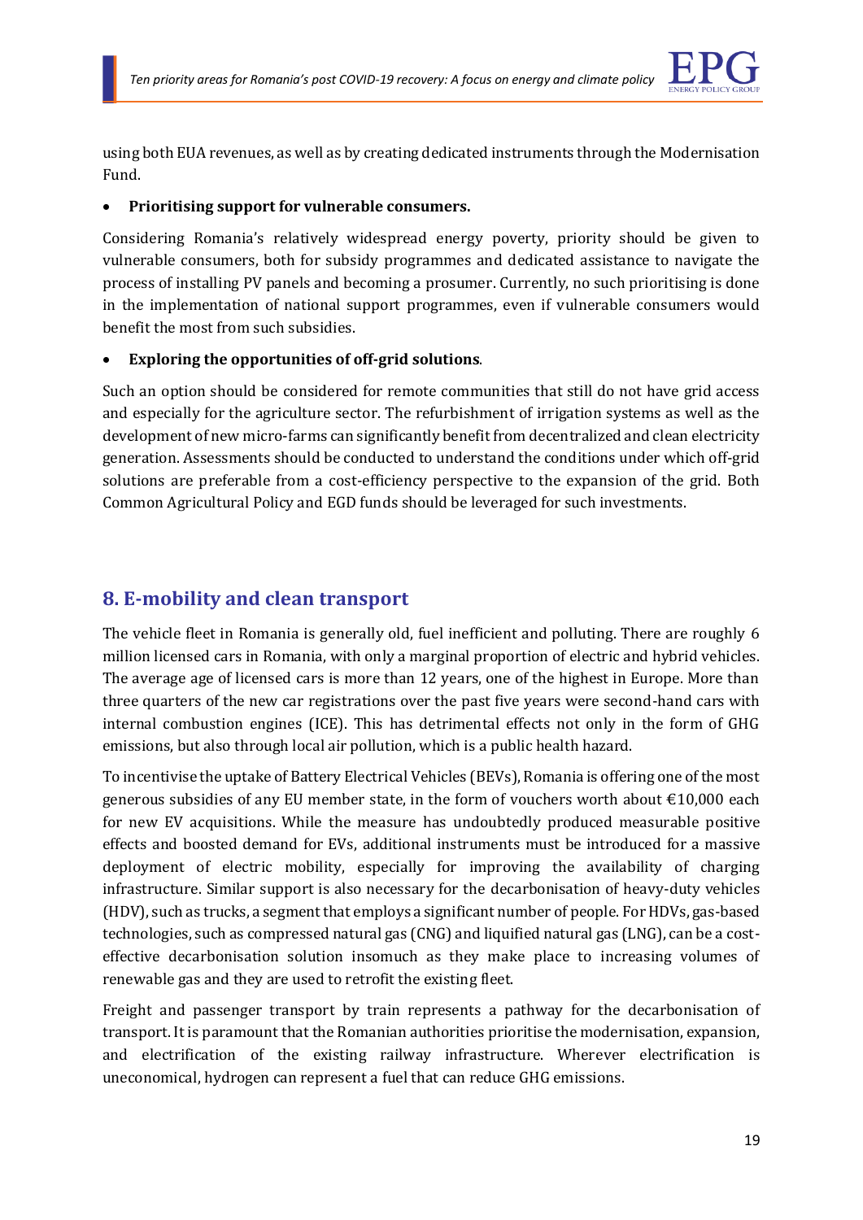using both EUA revenues, as well as by creating dedicated instruments through the Modernisation Fund.

- **Prioritising support for vulnerable consumers.**

Considering Romania's relatively widespread energy poverty, priority should be given to vulnerable consumers, both for subsidy programmes and dedicated assistance to navigate the process of installing PV panels and becoming a prosumer. Currently, no such prioritising is done in the implementation of national support programmes, even if vulnerable consumers would benefit the most from such subsidies.

- **Exploring the opportunities of off-grid solutions**.

Such an option should be considered for remote communities that still do not have grid access and especially for the agriculture sector. The refurbishment of irrigation systems as well as the development of new micro-farms can significantly benefit from decentralized and clean electricity generation. Assessments should be conducted to understand the conditions under which off-grid solutions are preferable from a cost-efficiency perspective to the expansion of the grid. Both Common Agricultural Policy and EGD funds should be leveraged for such investments.

## 8. E-mobility and clean transport

The vehicle fleet in Romania is generally old, fuel inefficient and polluting. There are roughly 6 million licensed cars in Romania, with only a marginal proportion of electric and hybrid vehicles. The average age of licensed cars is more than 12 years, one of the highest in Europe. More than three quarters of the new car registrations over the past five years were second-hand cars with internal combustion engines (ICE). This has detrimental effects not only in the form of GHG emissions, but also through local air pollution, which is a public health hazard.

To incentivise the uptake of Battery Electrical Vehicles (BEVs), Romania is offering one of the most generous subsidies of any EU member state, in the form of vouchers worth about €10,000 each for new EV acquisitions. While the measure has undoubtedly produced measurable positive effects and boosted demand for EVs, additional instruments must be introduced for a massive deployment of electric mobility, especially for improving the availability of charging infrastructure. Similar support is also necessary for the decarbonisation of heavy-duty vehicles (HDV), such as trucks, a segment that employs a significant number of people. For HDVs, gas-based technologies, such as compressed natural gas (CNG) and liquified natural gas (LNG), can be a cost-effective decarbonisation solution insomuch as they make place to increasing volumes of renewable gas and they are used to retrofit the existing fleet.

Freight and passenger transport by train represents a pathway for the decarbonisation of transport. It is paramount that the Romanian authorities prioritise the modernisation, expansion, and electrification of the existing railway infrastructure. Wherever electrification is uneconomical, hydrogen can represent a fuel that can reduce GHG emissions.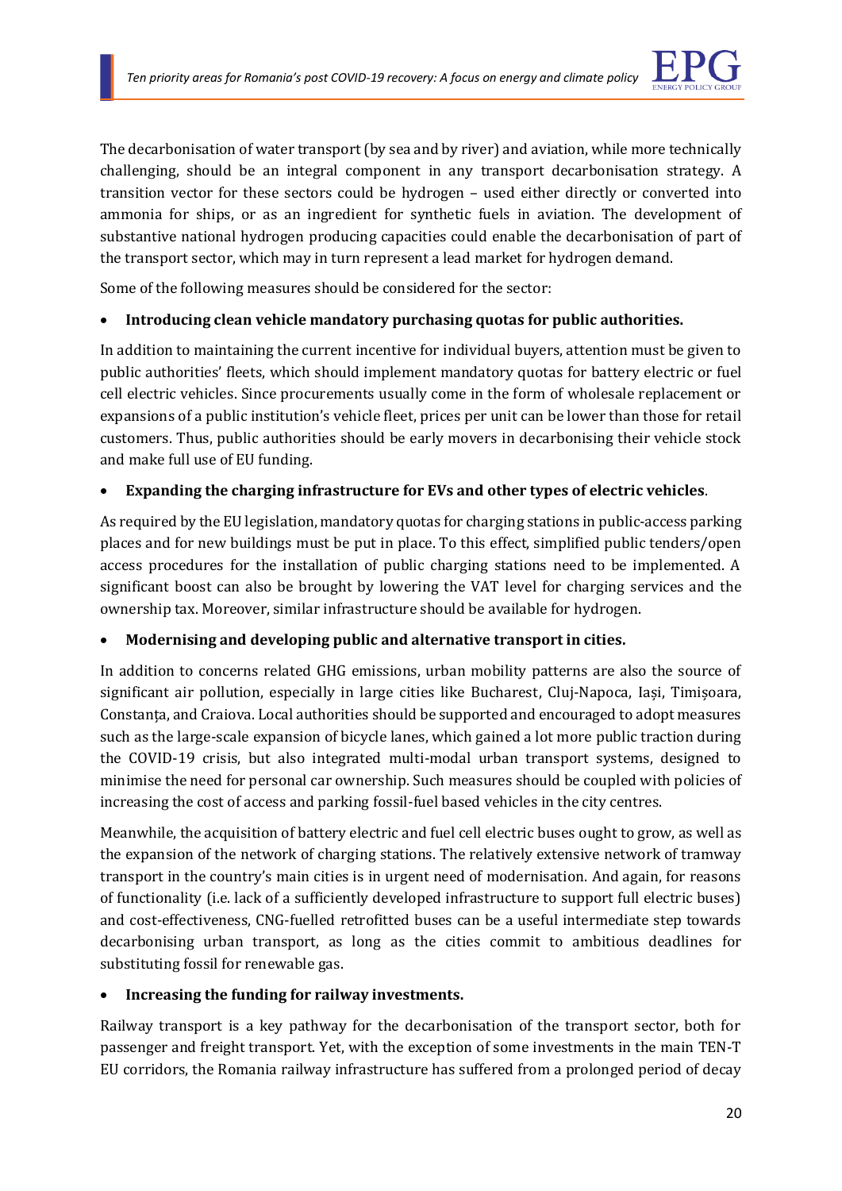The decarbonisation of water transport (by sea and by river) and aviation, while more technically challenging, should be an integral component in any transport decarbonisation strategy. A transition vector for these sectors could be hydrogen – used either directly or converted into ammonia for ships, or as an ingredient for synthetic fuels in aviation. The development of substantive national hydrogen producing capacities could enable the decarbonisation of part of the transport sector, which may in turn represent a lead market for hydrogen demand.

Some of the following measures should be considered for the sector:

- **Introducing clean vehicle mandatory purchasing quotas for public authorities.**

In addition to maintaining the current incentive for individual buyers, attention must be given to public authorities' fleets, which should implement mandatory quotas for battery electric or fuel cell electric vehicles. Since procurements usually come in the form of wholesale replacement or expansions of a public institution's vehicle fleet, prices per unit can be lower than those for retail customers. Thus, public authorities should be early movers in decarbonising their vehicle stock and make full use of EU funding.

- **Expanding the charging infrastructure for EVs and other types of electric vehicles**.

As required by the EU legislation, mandatory quotas for charging stations in public-access parking places and for new buildings must be put in place. To this effect, simplified public tenders/open access procedures for the installation of public charging stations need to be implemented. A significant boost can also be brought by lowering the VAT level for charging services and the ownership tax. Moreover, similar infrastructure should be available for hydrogen.

- **Modernising and developing public and alternative transport in cities.**

In addition to concerns related GHG emissions, urban mobility patterns are also the source of significant air pollution, especially in large cities like Bucharest, Cluj-Napoca, Iași, Timișoara, Constanța, and Craiova. Local authorities should be supported and encouraged to adopt measures such as the large-scale expansion of bicycle lanes, which gained a lot more public traction during the COVID-19 crisis, but also integrated multi-modal urban transport systems, designed to minimise the need for personal car ownership. Such measures should be coupled with policies of increasing the cost of access and parking fossil-fuel based vehicles in the city centres.

Meanwhile, the acquisition of battery electric and fuel cell electric buses ought to grow, as well as the expansion of the network of charging stations. The relatively extensive network of tramway transport in the country's main cities is in urgent need of modernisation. And again, for reasons of functionality (i.e. lack of a sufficiently developed infrastructure to support full electric buses) and cost-effectiveness, CNG-fuelled retrofitted buses can be a useful intermediate step towards decarbonising urban transport, as long as the cities commit to ambitious deadlines for substituting fossil for renewable gas.

- **Increasing the funding for railway investments.**

Railway transport is a key pathway for the decarbonisation of the transport sector, both for passenger and freight transport. Yet, with the exception of some investments in the main TEN-T EU corridors, the Romania railway infrastructure has suffered from a prolonged period of decay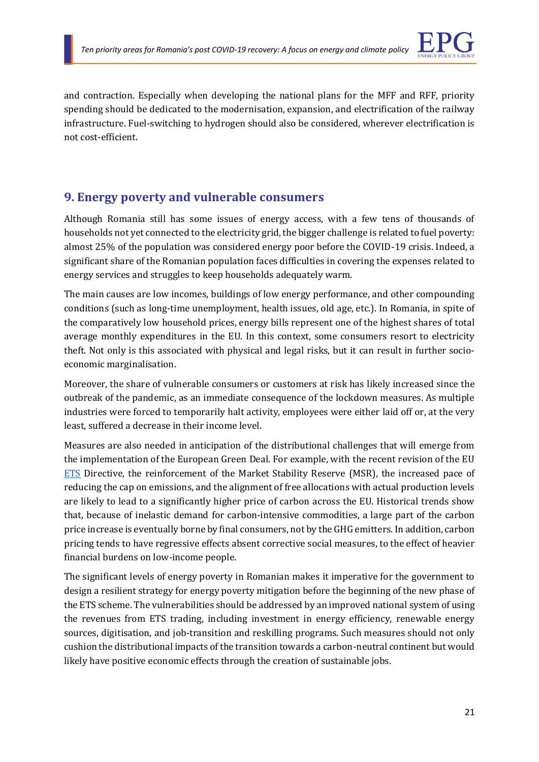and contraction. Especially when developing the national plans for the MFF and RFF, priority spending should be dedicated to the modernisation, expansion, and electrification of the railway infrastructure. Fuel-switching to hydrogen should also be considered, wherever electrification is not cost-efficient.

## 9. Energy poverty and vulnerable consumers

Although Romania still has some issues of energy access, with a few tens of thousands of households not yet connected to the electricity grid, the bigger challenge is related to fuel poverty: almost 25% of the population was considered energy poor before the COVID-19 crisis. Indeed, a significant share of the Romanian population faces difficulties in covering the expenses related to energy services and struggles to keep households adequately warm.

The main causes are low incomes, buildings of low energy performance, and other compounding conditions (such as long-time unemployment, health issues, old age, etc.). In Romania, in spite of the comparatively low household prices, energy bills represent one of the highest shares of total average monthly expenditures in the EU. In this context, some consumers resort to electricity theft. Not only is this associated with physical and legal risks, but it can result in further socio-economic marginalisation.

Moreover, the share of vulnerable consumers or customers at risk has likely increased since the outbreak of the pandemic, as an immediate consequence of the lockdown measures. As multiple industries were forced to temporarily halt activity, employees were either laid off or, at the very least, suffered a decrease in their income level.

Measures are also needed in anticipation of the distributional challenges that will emerge from the implementation of the European Green Deal. For example, with the recent revision of the EU ETS Directive, the reinforcement of the Market Stability Reserve (MSR), the increased pace of reducing the cap on emissions, and the alignment of free allocations with actual production levels are likely to lead to a significantly higher price of carbon across the EU. Historical trends show that, because of inelastic demand for carbon-intensive commodities, a large part of the carbon price increase is eventually borne by final consumers, not by the GHG emitters. In addition, carbon pricing tends to have regressive effects absent corrective social measures, to the effect of heavier financial burdens on low-income people.

The significant levels of energy poverty in Romanian makes it imperative for the government to design a resilient strategy for energy poverty mitigation before the beginning of the new phase of the ETS scheme. The vulnerabilities should be addressed by an improved national system of using the revenues from ETS trading, including investment in energy efficiency, renewable energy sources, digitisation, and job-transition and reskilling programs. Such measures should not only cushion the distributional impacts of the transition towards a carbon-neutral continent but would likely have positive economic effects through the creation of sustainable jobs.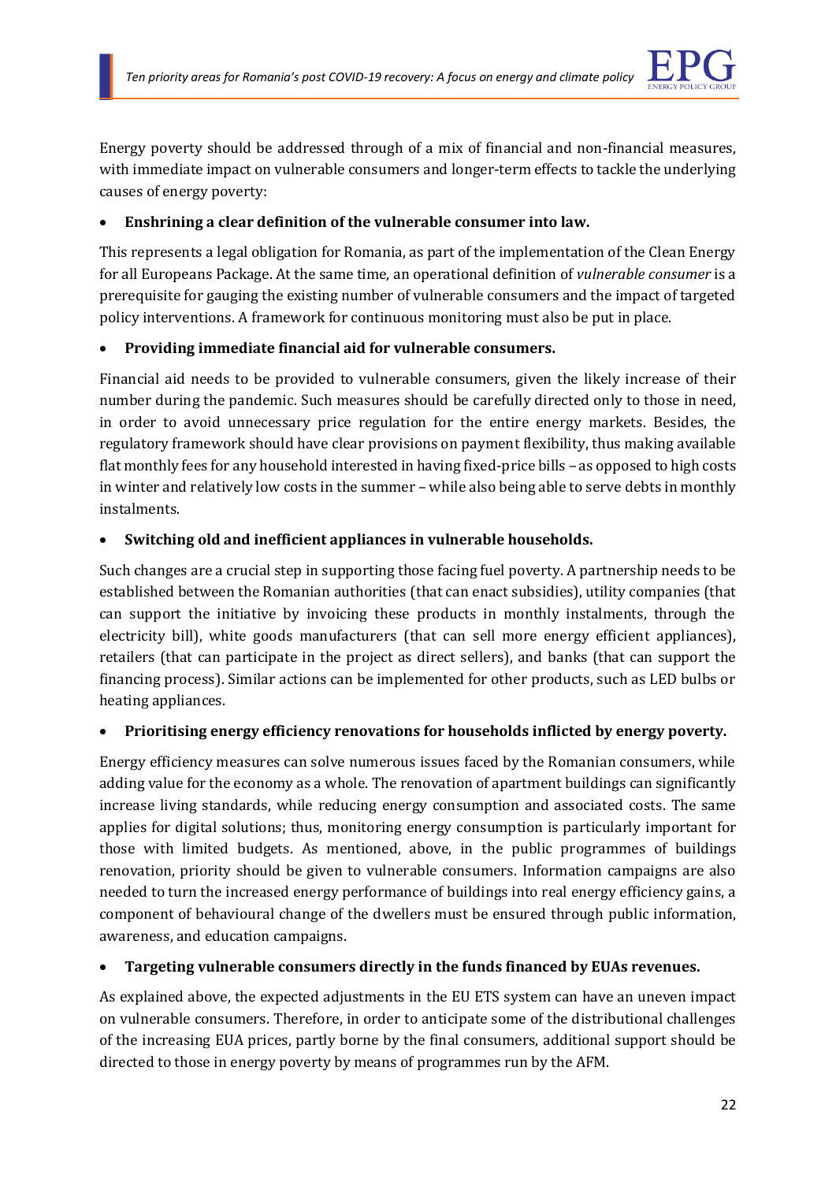Energy poverty should be addressed through of a mix of financial and non-financial measures, with immediate impact on vulnerable consumers and longer-term effects to tackle the underlying causes of energy poverty:

- **Enshrining a clear definition of the vulnerable consumer into law.**

This represents a legal obligation for Romania, as part of the implementation of the Clean Energy for all Europeans Package. At the same time, an operational definition of *vulnerable consumer* is a prerequisite for gauging the existing number of vulnerable consumers and the impact of targeted policy interventions. A framework for continuous monitoring must also be put in place.

- **Providing immediate financial aid for vulnerable consumers.**

Financial aid needs to be provided to vulnerable consumers, given the likely increase of their number during the pandemic. Such measures should be carefully directed only to those in need, in order to avoid unnecessary price regulation for the entire energy markets. Besides, the regulatory framework should have clear provisions on payment flexibility, thus making available flat monthly fees for any household interested in having fixed-price bills – as opposed to high costs in winter and relatively low costs in the summer – while also being able to serve debts in monthly instalments.

- **Switching old and inefficient appliances in vulnerable households.**

Such changes are a crucial step in supporting those facing fuel poverty. A partnership needs to be established between the Romanian authorities (that can enact subsidies), utility companies (that can support the initiative by invoicing these products in monthly instalments, through the electricity bill), white goods manufacturers (that can sell more energy efficient appliances), retailers (that can participate in the project as direct sellers), and banks (that can support the financing process). Similar actions can be implemented for other products, such as LED bulbs or heating appliances.

- **Prioritising energy efficiency renovations for households inflicted by energy poverty.**

Energy efficiency measures can solve numerous issues faced by the Romanian consumers, while adding value for the economy as a whole. The renovation of apartment buildings can significantly increase living standards, while reducing energy consumption and associated costs. The same applies for digital solutions; thus, monitoring energy consumption is particularly important for those with limited budgets. As mentioned, above, in the public programmes of buildings renovation, priority should be given to vulnerable consumers. Information campaigns are also needed to turn the increased energy performance of buildings into real energy efficiency gains, a component of behavioural change of the dwellers must be ensured through public information, awareness, and education campaigns.

- **Targeting vulnerable consumers directly in the funds financed by EUAs revenues.**

As explained above, the expected adjustments in the EU ETS system can have an uneven impact on vulnerable consumers. Therefore, in order to anticipate some of the distributional challenges of the increasing EUA prices, partly borne by the final consumers, additional support should be directed to those in energy poverty by means of programmes run by the AFM.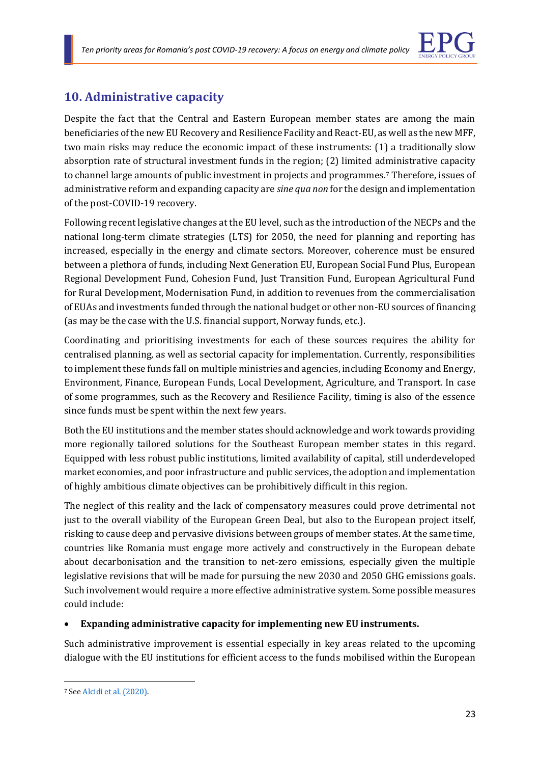## 10. Administrative capacity

Despite the fact that the Central and Eastern European member states are among the main beneficiaries of the new EU Recovery and Resilience Facility and React-EU, as well as the new MFF, two main risks may reduce the economic impact of these instruments: (1) a traditionally slow absorption rate of structural investment funds in the region; (2) limited administrative capacity to channel large amounts of public investment in projects and programmes.[7] Therefore, issues of administrative reform and expanding capacity are *sine qua non* for the design and implementation of the post-COVID-19 recovery.

Following recent legislative changes at the EU level, such as the introduction of the NECPs and the national long-term climate strategies (LTS) for 2050, the need for planning and reporting has increased, especially in the energy and climate sectors. Moreover, coherence must be ensured between a plethora of funds, including Next Generation EU, European Social Fund Plus, European Regional Development Fund, Cohesion Fund, Just Transition Fund, European Agricultural Fund for Rural Development, Modernisation Fund, in addition to revenues from the commercialisation of EUAs and investments funded through the national budget or other non-EU sources of financing (as may be the case with the U.S. financial support, Norway funds, etc.).

Coordinating and prioritising investments for each of these sources requires the ability for centralised planning, as well as sectorial capacity for implementation. Currently, responsibilities to implement these funds fall on multiple ministries and agencies, including Economy and Energy, Environment, Finance, European Funds, Local Development, Agriculture, and Transport. In case of some programmes, such as the Recovery and Resilience Facility, timing is also of the essence since funds must be spent within the next few years.

Both the EU institutions and the member states should acknowledge and work towards providing more regionally tailored solutions for the Southeast European member states in this regard. Equipped with less robust public institutions, limited availability of capital, still underdeveloped market economies, and poor infrastructure and public services, the adoption and implementation of highly ambitious climate objectives can be prohibitively difficult in this region.

The neglect of this reality and the lack of compensatory measures could prove detrimental not just to the overall viability of the European Green Deal, but also to the European project itself, risking to cause deep and pervasive divisions between groups of member states. At the same time, countries like Romania must engage more actively and constructively in the European debate about decarbonisation and the transition to net-zero emissions, especially given the multiple legislative revisions that will be made for pursuing the new 2030 and 2050 GHG emissions goals. Such involvement would require a more effective administrative system. Some possible measures could include:

- **Expanding administrative capacity for implementing new EU instruments.**

Such administrative improvement is essential especially in key areas related to the upcoming dialogue with the EU institutions for efficient access to the funds mobilised within the European

---

[7] See Alcidi et al. (2020).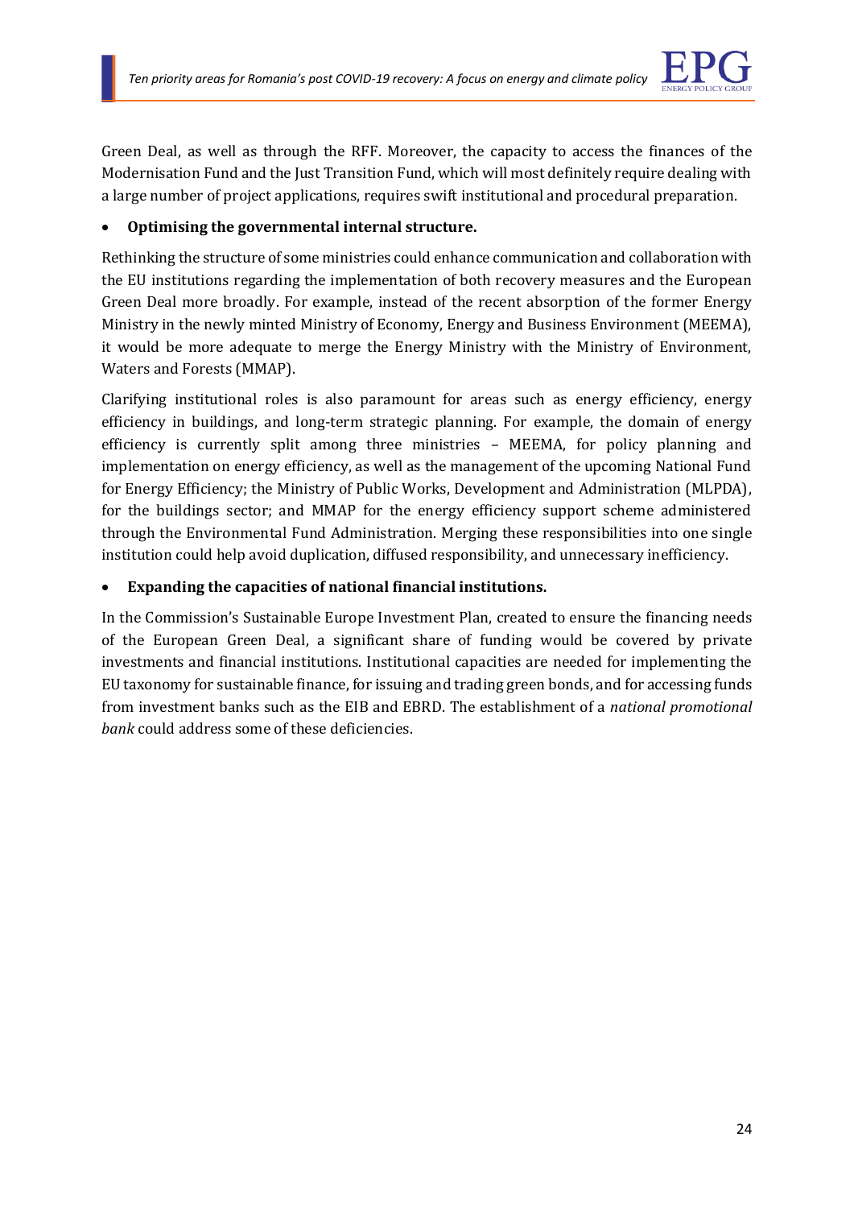Green Deal, as well as through the RFF. Moreover, the capacity to access the finances of the Modernisation Fund and the Just Transition Fund, which will most definitely require dealing with a large number of project applications, requires swift institutional and procedural preparation.

- **Optimising the governmental internal structure.**

Rethinking the structure of some ministries could enhance communication and collaboration with the EU institutions regarding the implementation of both recovery measures and the European Green Deal more broadly. For example, instead of the recent absorption of the former Energy Ministry in the newly minted Ministry of Economy, Energy and Business Environment (MEEMA), it would be more adequate to merge the Energy Ministry with the Ministry of Environment, Waters and Forests (MMAP).

Clarifying institutional roles is also paramount for areas such as energy efficiency, energy efficiency in buildings, and long-term strategic planning. For example, the domain of energy efficiency is currently split among three ministries – MEEMA, for policy planning and implementation on energy efficiency, as well as the management of the upcoming National Fund for Energy Efficiency; the Ministry of Public Works, Development and Administration (MLPDA), for the buildings sector; and MMAP for the energy efficiency support scheme administered through the Environmental Fund Administration. Merging these responsibilities into one single institution could help avoid duplication, diffused responsibility, and unnecessary inefficiency.

- **Expanding the capacities of national financial institutions.**

In the Commission's Sustainable Europe Investment Plan, created to ensure the financing needs of the European Green Deal, a significant share of funding would be covered by private investments and financial institutions. Institutional capacities are needed for implementing the EU taxonomy for sustainable finance, for issuing and trading green bonds, and for accessing funds from investment banks such as the EIB and EBRD. The establishment of a *national promotional bank* could address some of these deficiencies.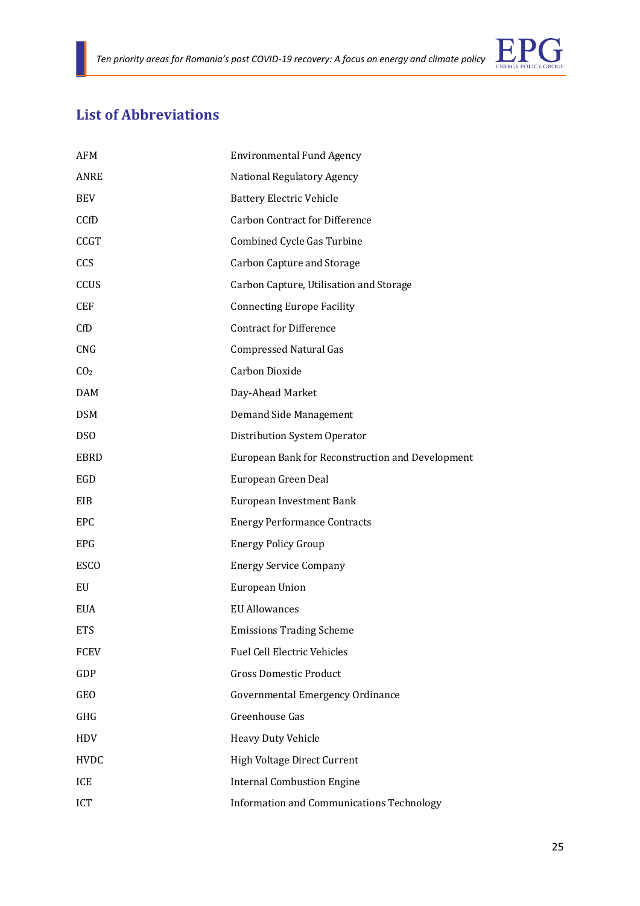## List of Abbreviations

| | |
|---|---|
| AFM | Environmental Fund Agency |
| ANRE | National Regulatory Agency |
| BEV | Battery Electric Vehicle |
| CCfD | Carbon Contract for Difference |
| CCGT | Combined Cycle Gas Turbine |
| CCS | Carbon Capture and Storage |
| CCUS | Carbon Capture, Utilisation and Storage |
| CEF | Connecting Europe Facility |
| CfD | Contract for Difference |
| CNG | Compressed Natural Gas |
| $CO_2$ | Carbon Dioxide |
| DAM | Day-Ahead Market |
| DSM | Demand Side Management |
| DSO | Distribution System Operator |
| EBRD | European Bank for Reconstruction and Development |
| EGD | European Green Deal |
| EIB | European Investment Bank |
| EPC | Energy Performance Contracts |
| EPG | Energy Policy Group |
| ESCO | Energy Service Company |
| EU | European Union |
| EUA | EU Allowances |
| ETS | Emissions Trading Scheme |
| FCEV | Fuel Cell Electric Vehicles |
| GDP | Gross Domestic Product |
| GEO | Governmental Emergency Ordinance |
| GHG | Greenhouse Gas |
| HDV | Heavy Duty Vehicle |
| HVDC | High Voltage Direct Current |
| ICE | Internal Combustion Engine |
| ICT | Information and Communications Technology |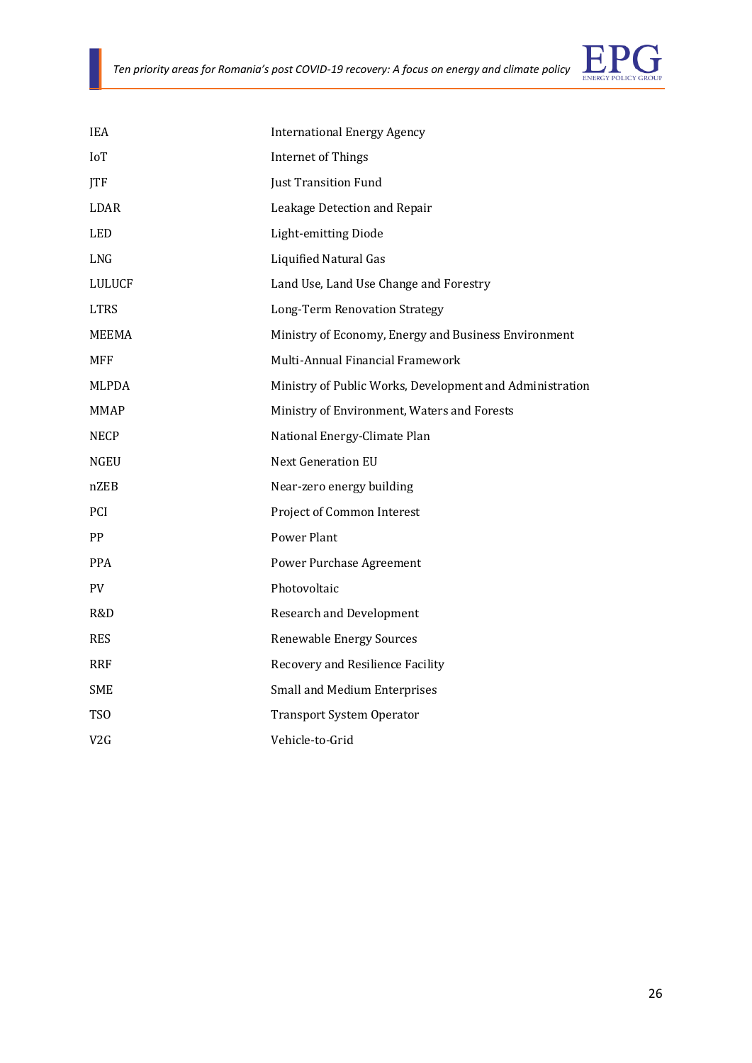| | |
|---|---|
| IEA | International Energy Agency |
| IoT | Internet of Things |
| JTF | Just Transition Fund |
| LDAR | Leakage Detection and Repair |
| LED | Light-emitting Diode |
| LNG | Liquified Natural Gas |
| LULUCF | Land Use, Land Use Change and Forestry |
| LTRS | Long-Term Renovation Strategy |
| MEEMA | Ministry of Economy, Energy and Business Environment |
| MFF | Multi-Annual Financial Framework |
| MLPDA | Ministry of Public Works, Development and Administration |
| MMAP | Ministry of Environment, Waters and Forests |
| NECP | National Energy-Climate Plan |
| NGEU | Next Generation EU |
| nZEB | Near-zero energy building |
| PCI | Project of Common Interest |
| PP | Power Plant |
| PPA | Power Purchase Agreement |
| PV | Photovoltaic |
| R&D | Research and Development |
| RES | Renewable Energy Sources |
| RRF | Recovery and Resilience Facility |
| SME | Small and Medium Enterprises |
| TSO | Transport System Operator |
| V2G | Vehicle-to-Grid |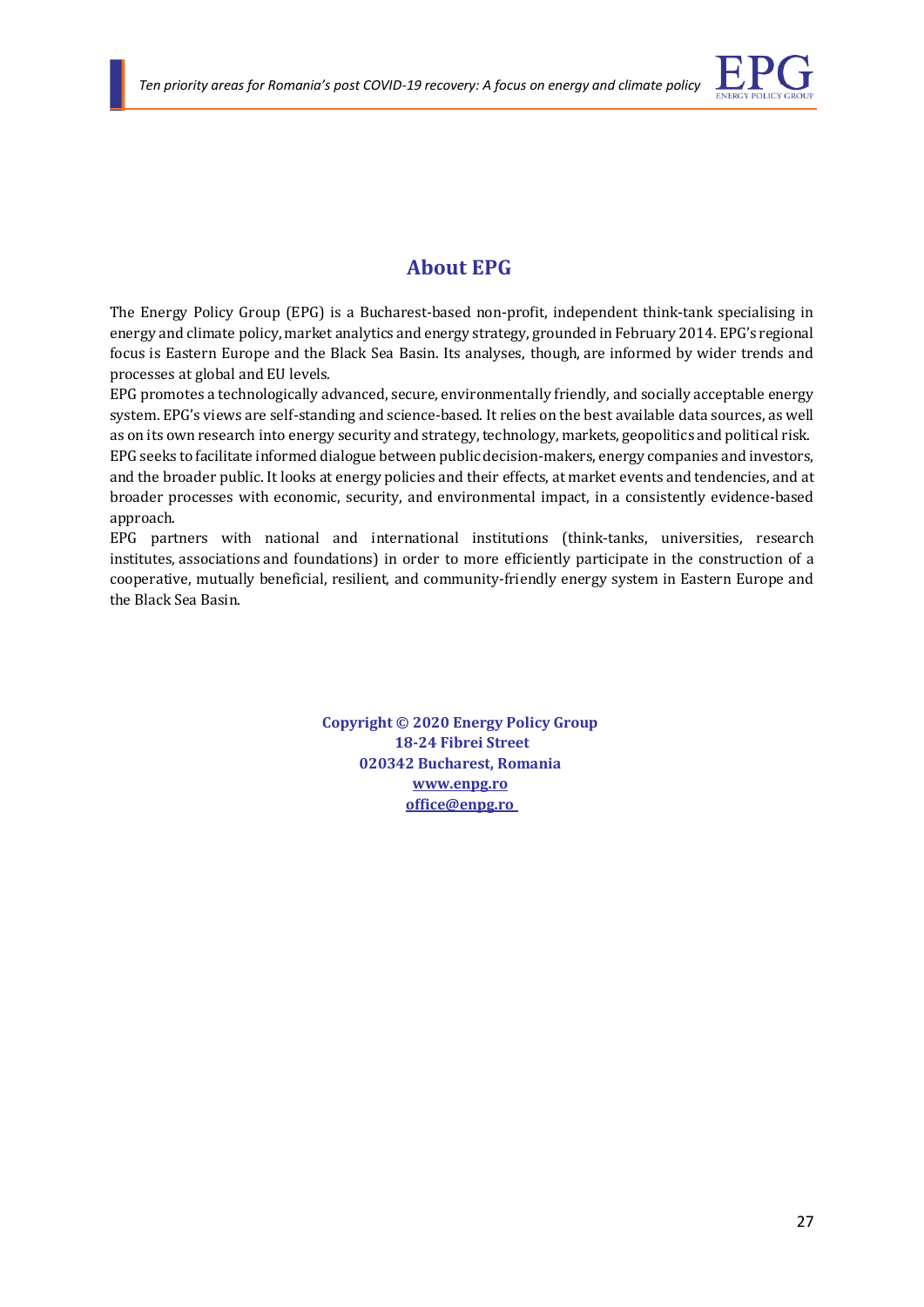## About EPG

The Energy Policy Group (EPG) is a Bucharest-based non-profit, independent think-tank specialising in energy and climate policy, market analytics and energy strategy, grounded in February 2014. EPG's regional focus is Eastern Europe and the Black Sea Basin. Its analyses, though, are informed by wider trends and processes at global and EU levels.

EPG promotes a technologically advanced, secure, environmentally friendly, and socially acceptable energy system. EPG's views are self-standing and science-based. It relies on the best available data sources, as well as on its own research into energy security and strategy, technology, markets, geopolitics and political risk.

EPG seeks to facilitate informed dialogue between public decision-makers, energy companies and investors, and the broader public. It looks at energy policies and their effects, at market events and tendencies, and at broader processes with economic, security, and environmental impact, in a consistently evidence-based approach.

EPG partners with national and international institutions (think-tanks, universities, research institutes, associations and foundations) in order to more efficiently participate in the construction of a cooperative, mutually beneficial, resilient, and community-friendly energy system in Eastern Europe and the Black Sea Basin.

**Copyright © 2020 Energy Policy Group**
**18-24 Fibrei Street**
**020342 Bucharest, Romania**
**www.enpg.ro**
**office@enpg.ro**